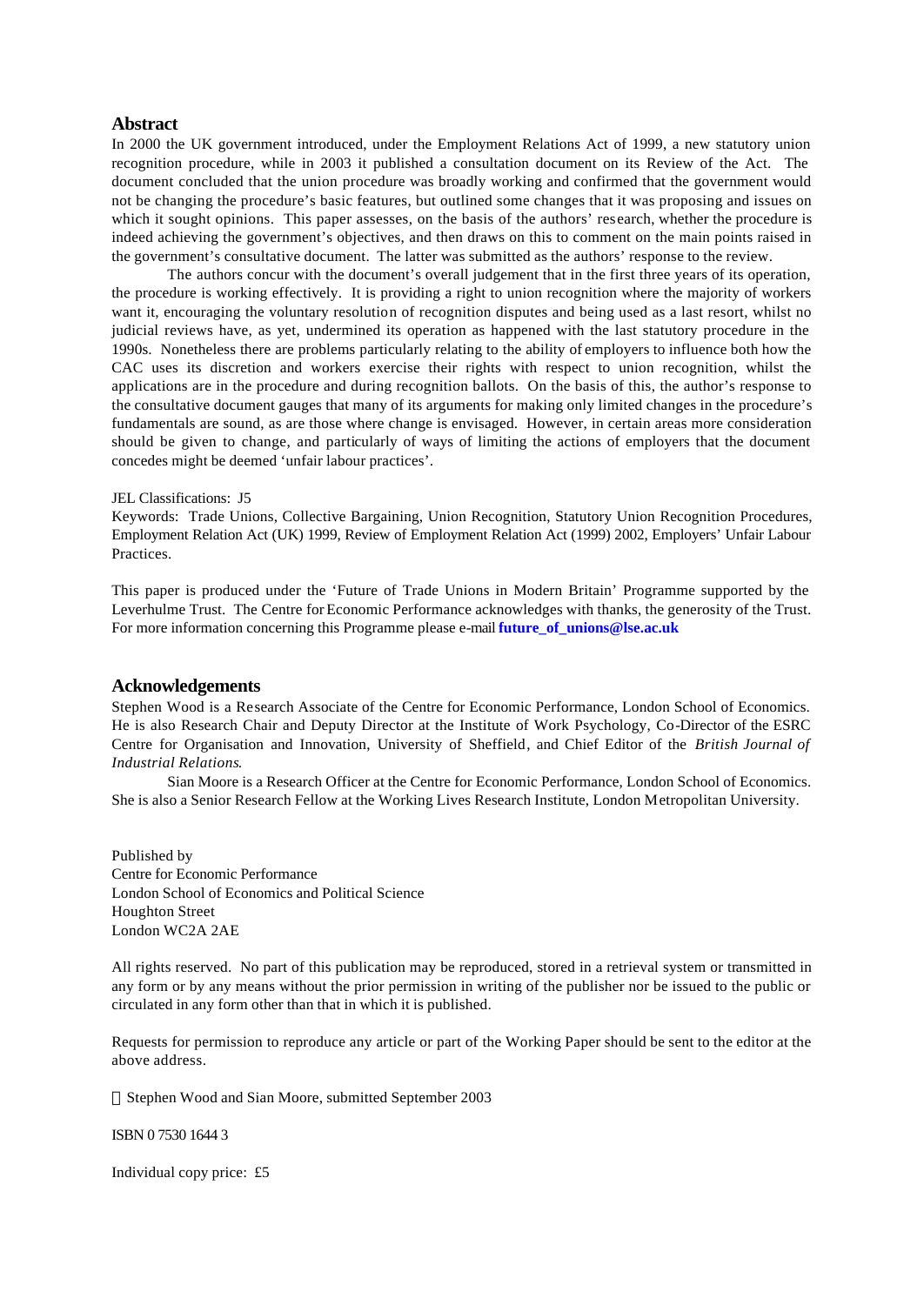## Abstract

In 2000 the UK government introduced, under the Employment Relations Act of 1999, a new statutory union recognition procedure, while in 2003 it published a consultation document on its Review of the Act. The document concluded that the union procedure was broadly working and confirmed that the government would not be changing the procedure's basic features, but outlined some changes that it was proposing and issues on which it sought opinions. This paper assesses, on the basis of the authors' research, whether the procedure is indeed achieving the government's objectives, and then draws on this to comment on the main points raised in the government's consultative document. The latter was submitted as the authors' response to the review.

The authors concur with the document's overall judgement that in the first three years of its operation, the procedure is working effectively. It is providing a right to union recognition where the majority of workers want it, encouraging the voluntary resolution of recognition disputes and being used as a last resort, whilst no judicial reviews have, as yet, undermined its operation as happened with the last statutory procedure in the 1990s. Nonetheless there are problems particularly relating to the ability of employers to influence both how the CAC uses its discretion and workers exercise their rights with respect to union recognition, whilst the applications are in the procedure and during recognition ballots. On the basis of this, the author's response to the consultative document gauges that many of its arguments for making only limited changes in the procedure's fundamentals are sound, as are those where change is envisaged. However, in certain areas more consideration should be given to change, and particularly of ways of limiting the actions of employers that the document concedes might be deemed 'unfair labour practices'.

JEL Classifications: J5

Keywords: Trade Unions, Collective Bargaining, Union Recognition, Statutory Union Recognition Procedures, Employment Relation Act (UK) 1999, Review of Employment Relation Act (1999) 2002, Employers' Unfair Labour Practices.

This paper is produced under the 'Future of Trade Unions in Modern Britain' Programme supported by the Leverhulme Trust. The Centre for Economic Performance acknowledges with thanks, the generosity of the Trust. For more information concerning this Programme please e-mail **future_of_unions@lse.ac.uk**

## Acknowledgements

Stephen Wood is a Research Associate of the Centre for Economic Performance, London School of Economics. He is also Research Chair and Deputy Director at the Institute of Work Psychology, Co-Director of the ESRC Centre for Organisation and Innovation, University of Sheffield, and Chief Editor of the *British Journal of Industrial Relations*.

Sian Moore is a Research Officer at the Centre for Economic Performance, London School of Economics. She is also a Senior Research Fellow at the Working Lives Research Institute, London Metropolitan University.

Published by
Centre for Economic Performance
London School of Economics and Political Science
Houghton Street
London WC2A 2AE

All rights reserved. No part of this publication may be reproduced, stored in a retrieval system or transmitted in any form or by any means without the prior permission in writing of the publisher nor be issued to the public or circulated in any form other than that in which it is published.

Requests for permission to reproduce any article or part of the Working Paper should be sent to the editor at the above address.

© Stephen Wood and Sian Moore, submitted September 2003

ISBN 0 7530 1644 3

Individual copy price: £5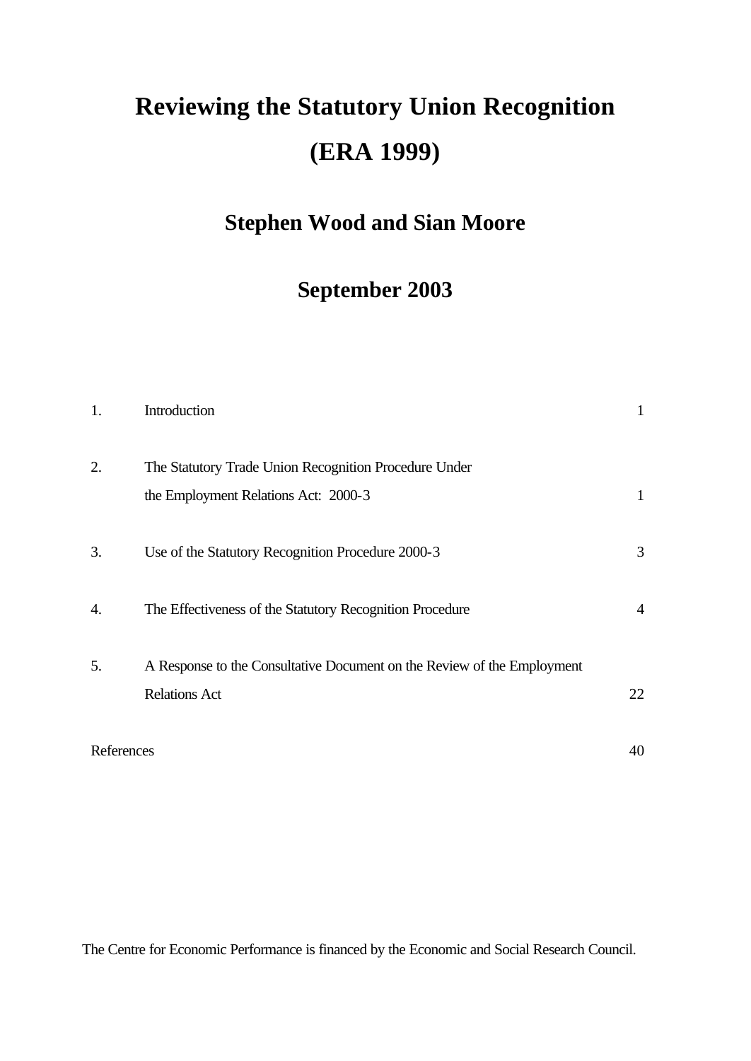# Reviewing the Statutory Union Recognition (ERA 1999)

## Stephen Wood and Sian Moore

## September 2003

| | | |
|---|---|---|
| 1. | Introduction | 1 |
| 2. | The Statutory Trade Union Recognition Procedure Under the Employment Relations Act: 2000-3 | 1 |
| 3. | Use of the Statutory Recognition Procedure 2000-3 | 3 |
| 4. | The Effectiveness of the Statutory Recognition Procedure | 4 |
| 5. | A Response to the Consultative Document on the Review of the Employment Relations Act | 22 |
| | References | 40 |

The Centre for Economic Performance is financed by the Economic and Social Research Council.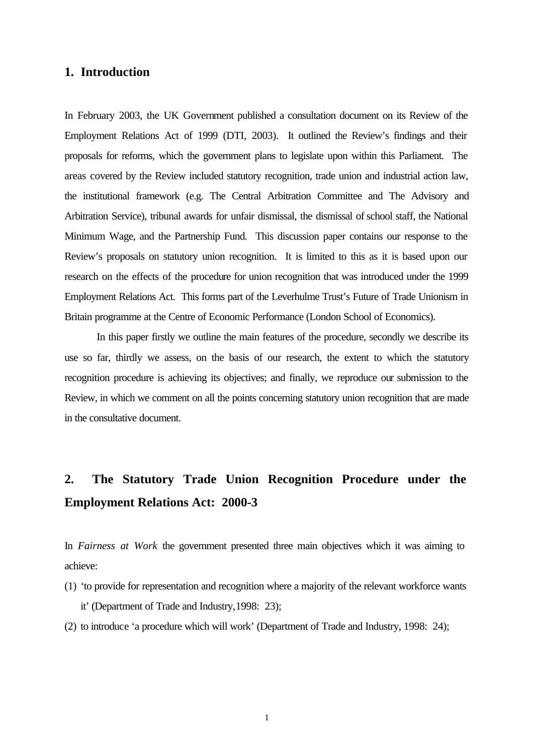## 1. Introduction

In February 2003, the UK Government published a consultation document on its Review of the Employment Relations Act of 1999 (DTI, 2003). It outlined the Review's findings and their proposals for reforms, which the government plans to legislate upon within this Parliament. The areas covered by the Review included statutory recognition, trade union and industrial action law, the institutional framework (e.g. The Central Arbitration Committee and The Advisory and Arbitration Service), tribunal awards for unfair dismissal, the dismissal of school staff, the National Minimum Wage, and the Partnership Fund. This discussion paper contains our response to the Review's proposals on statutory union recognition. It is limited to this as it is based upon our research on the effects of the procedure for union recognition that was introduced under the 1999 Employment Relations Act. This forms part of the Leverhulme Trust's Future of Trade Unionism in Britain programme at the Centre of Economic Performance (London School of Economics).

In this paper firstly we outline the main features of the procedure, secondly we describe its use so far, thirdly we assess, on the basis of our research, the extent to which the statutory recognition procedure is achieving its objectives; and finally, we reproduce our submission to the Review, in which we comment on all the points concerning statutory union recognition that are made in the consultative document.

## 2. The Statutory Trade Union Recognition Procedure under the Employment Relations Act: 2000-3

In *Fairness at Work* the government presented three main objectives which it was aiming to achieve:

(1) 'to provide for representation and recognition where a majority of the relevant workforce wants it' (Department of Trade and Industry, 1998: 23);

(2) to introduce 'a procedure which will work' (Department of Trade and Industry, 1998: 24);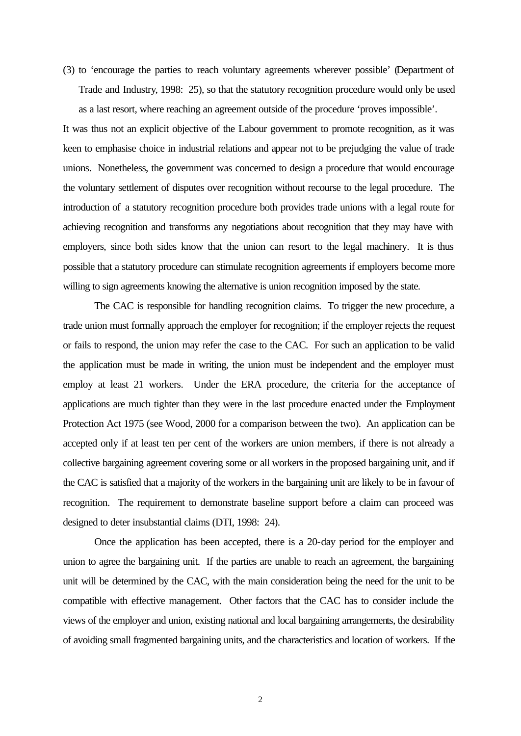(3) to 'encourage the parties to reach voluntary agreements wherever possible' (Department of Trade and Industry, 1998: 25), so that the statutory recognition procedure would only be used as a last resort, where reaching an agreement outside of the procedure 'proves impossible'.

It was thus not an explicit objective of the Labour government to promote recognition, as it was keen to emphasise choice in industrial relations and appear not to be prejudging the value of trade unions. Nonetheless, the government was concerned to design a procedure that would encourage the voluntary settlement of disputes over recognition without recourse to the legal procedure. The introduction of a statutory recognition procedure both provides trade unions with a legal route for achieving recognition and transforms any negotiations about recognition that they may have with employers, since both sides know that the union can resort to the legal machinery. It is thus possible that a statutory procedure can stimulate recognition agreements if employers become more willing to sign agreements knowing the alternative is union recognition imposed by the state.

The CAC is responsible for handling recognition claims. To trigger the new procedure, a trade union must formally approach the employer for recognition; if the employer rejects the request or fails to respond, the union may refer the case to the CAC. For such an application to be valid the application must be made in writing, the union must be independent and the employer must employ at least 21 workers. Under the ERA procedure, the criteria for the acceptance of applications are much tighter than they were in the last procedure enacted under the Employment Protection Act 1975 (see Wood, 2000 for a comparison between the two). An application can be accepted only if at least ten per cent of the workers are union members, if there is not already a collective bargaining agreement covering some or all workers in the proposed bargaining unit, and if the CAC is satisfied that a majority of the workers in the bargaining unit are likely to be in favour of recognition. The requirement to demonstrate baseline support before a claim can proceed was designed to deter insubstantial claims (DTI, 1998: 24).

Once the application has been accepted, there is a 20-day period for the employer and union to agree the bargaining unit. If the parties are unable to reach an agreement, the bargaining unit will be determined by the CAC, with the main consideration being the need for the unit to be compatible with effective management. Other factors that the CAC has to consider include the views of the employer and union, existing national and local bargaining arrangements, the desirability of avoiding small fragmented bargaining units, and the characteristics and location of workers. If the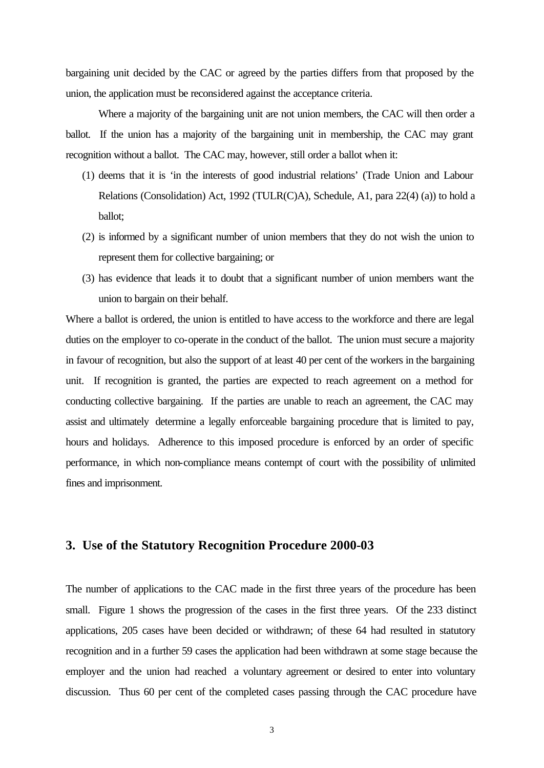bargaining unit decided by the CAC or agreed by the parties differs from that proposed by the union, the application must be reconsidered against the acceptance criteria.

Where a majority of the bargaining unit are not union members, the CAC will then order a ballot. If the union has a majority of the bargaining unit in membership, the CAC may grant recognition without a ballot. The CAC may, however, still order a ballot when it:

(1) deems that it is 'in the interests of good industrial relations' (Trade Union and Labour Relations (Consolidation) Act, 1992 (TULR(C)A), Schedule, A1, para 22(4) (a)) to hold a ballot;

(2) is informed by a significant number of union members that they do not wish the union to represent them for collective bargaining; or

(3) has evidence that leads it to doubt that a significant number of union members want the union to bargain on their behalf.

Where a ballot is ordered, the union is entitled to have access to the workforce and there are legal duties on the employer to co-operate in the conduct of the ballot. The union must secure a majority in favour of recognition, but also the support of at least 40 per cent of the workers in the bargaining unit. If recognition is granted, the parties are expected to reach agreement on a method for conducting collective bargaining. If the parties are unable to reach an agreement, the CAC may assist and ultimately determine a legally enforceable bargaining procedure that is limited to pay, hours and holidays. Adherence to this imposed procedure is enforced by an order of specific performance, in which non-compliance means contempt of court with the possibility of unlimited fines and imprisonment.

## 3. Use of the Statutory Recognition Procedure 2000-03

The number of applications to the CAC made in the first three years of the procedure has been small. Figure 1 shows the progression of the cases in the first three years. Of the 233 distinct applications, 205 cases have been decided or withdrawn; of these 64 had resulted in statutory recognition and in a further 59 cases the application had been withdrawn at some stage because the employer and the union had reached a voluntary agreement or desired to enter into voluntary discussion. Thus 60 per cent of the completed cases passing through the CAC procedure have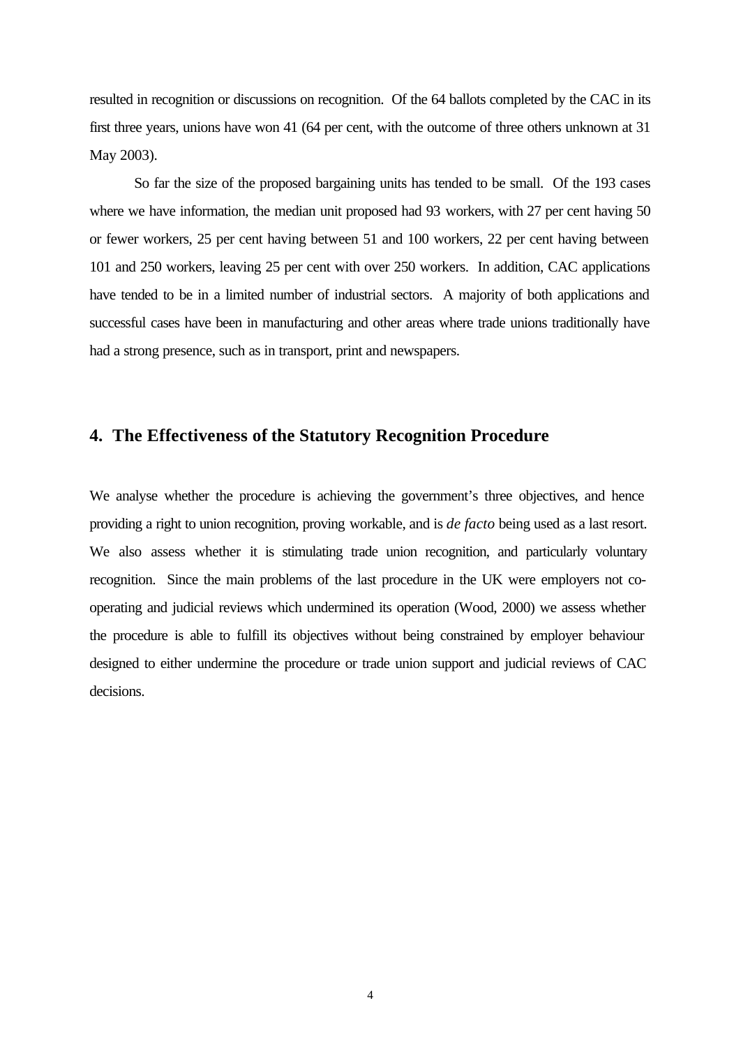resulted in recognition or discussions on recognition. Of the 64 ballots completed by the CAC in its first three years, unions have won 41 (64 per cent, with the outcome of three others unknown at 31 May 2003).

So far the size of the proposed bargaining units has tended to be small. Of the 193 cases where we have information, the median unit proposed had 93 workers, with 27 per cent having 50 or fewer workers, 25 per cent having between 51 and 100 workers, 22 per cent having between 101 and 250 workers, leaving 25 per cent with over 250 workers. In addition, CAC applications have tended to be in a limited number of industrial sectors. A majority of both applications and successful cases have been in manufacturing and other areas where trade unions traditionally have had a strong presence, such as in transport, print and newspapers.

## 4. The Effectiveness of the Statutory Recognition Procedure

We analyse whether the procedure is achieving the government's three objectives, and hence providing a right to union recognition, proving workable, and is *de facto* being used as a last resort. We also assess whether it is stimulating trade union recognition, and particularly voluntary recognition. Since the main problems of the last procedure in the UK were employers not co-operating and judicial reviews which undermined its operation (Wood, 2000) we assess whether the procedure is able to fulfill its objectives without being constrained by employer behaviour designed to either undermine the procedure or trade union support and judicial reviews of CAC decisions.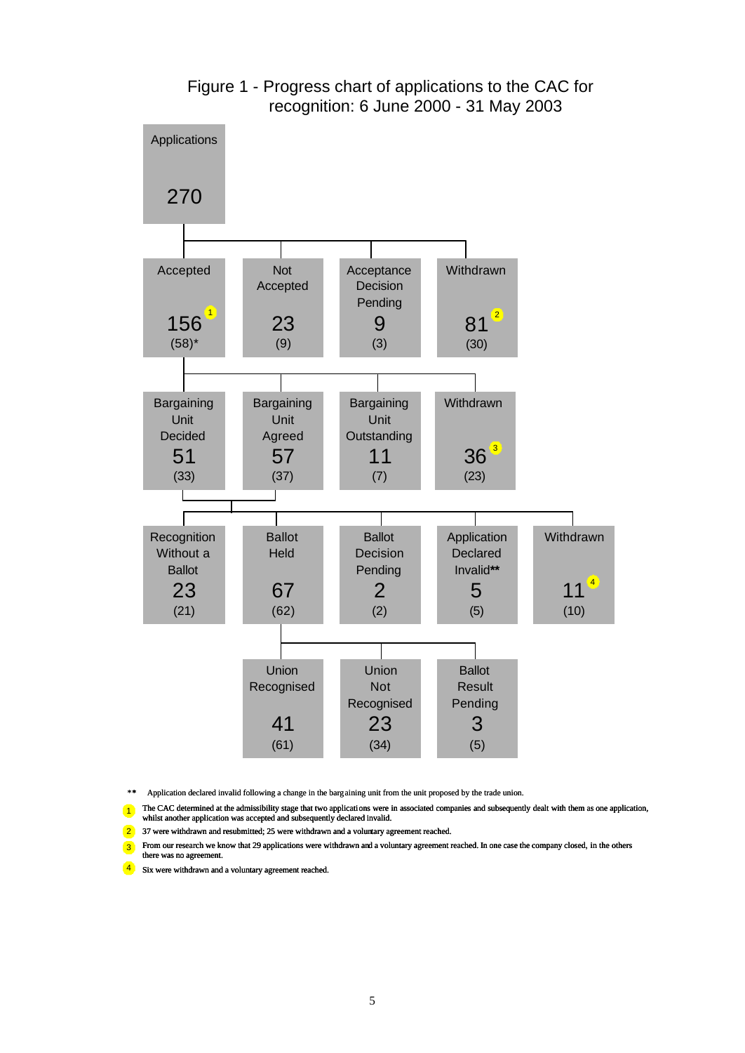Figure 1 - Progress chart of applications to the CAC for recognition: 6 June 2000 - 31 May 2003

Applications
270

| Accepted | Not Accepted | Acceptance Decision Pending | Withdrawn |
|---|---|---|---|
| 156 [1] | 23 | 9 | 81 [2] |
| (58)* | (9) | (3) | (30) |

| Bargaining Unit Decided | Bargaining Unit Agreed | Bargaining Unit Outstanding | Withdrawn |
|---|---|---|---|
| 51 | 57 | 11 | 36 [3] |
| (33) | (37) | (7) | (23) |

| Recognition Without a Ballot | Ballot Held | Ballot Decision Pending | Application Declared Invalid** | Withdrawn |
|---|---|---|---|---|
| 23 | 67 | 2 | 5 | 11 [4] |
| (21) | (62) | (2) | (5) | (10) |

| Union Recognised | Union Not Recognised | Ballot Result Pending |
|---|---|---|
| 41 | 23 | 3 |
| (61) | (34) | (5) |

** Application declared invalid following a change in the bargaining unit from the unit proposed by the trade union.

[1] The CAC determined at the admissibility stage that two applications were in associated companies and subsequently dealt with them as one application, whilst another application was accepted and subsequently declared invalid.

[2] 37 were withdrawn and resubmitted; 25 were withdrawn and a voluntary agreement reached.

[3] From our research we know that 29 applications were withdrawn and a voluntary agreement reached. In one case the company closed, in the others there was no agreement.

[4] Six were withdrawn and a voluntary agreement reached.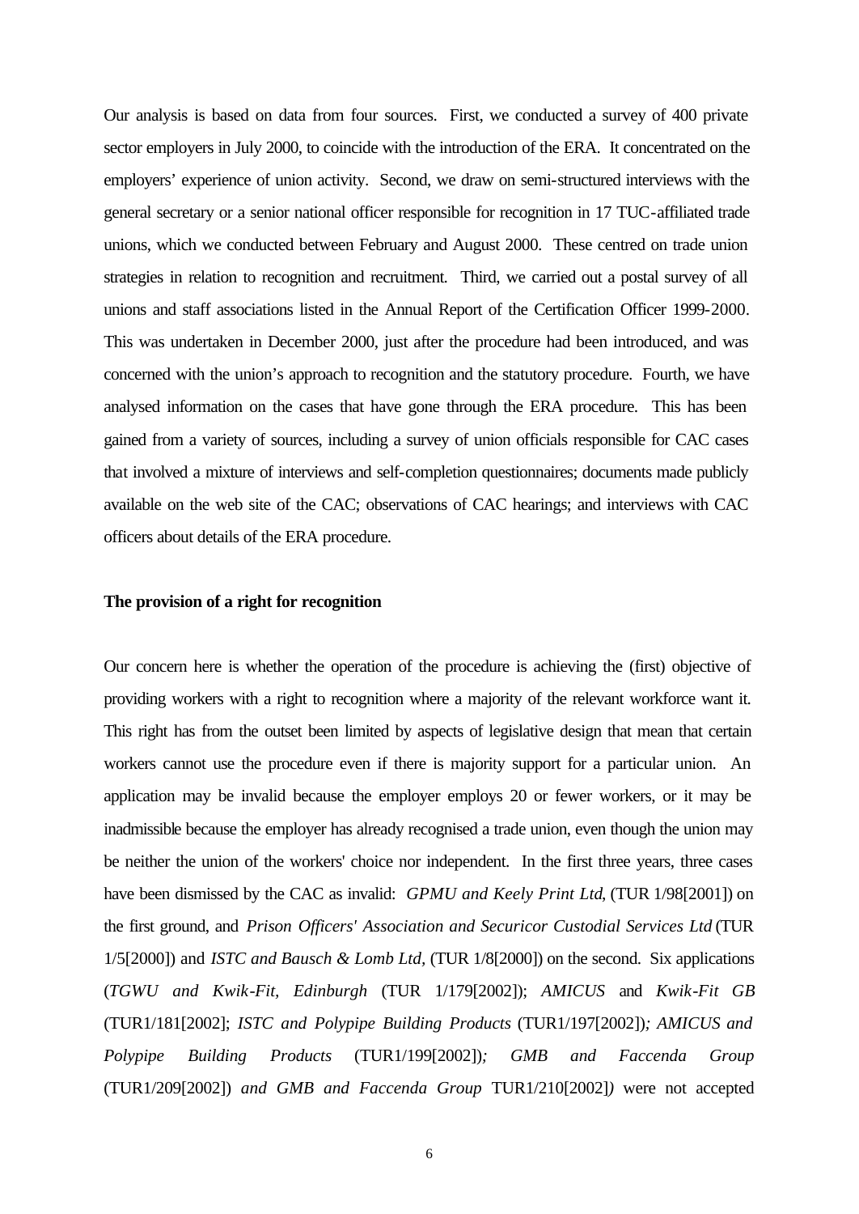Our analysis is based on data from four sources. First, we conducted a survey of 400 private sector employers in July 2000, to coincide with the introduction of the ERA. It concentrated on the employers' experience of union activity. Second, we draw on semi-structured interviews with the general secretary or a senior national officer responsible for recognition in 17 TUC-affiliated trade unions, which we conducted between February and August 2000. These centred on trade union strategies in relation to recognition and recruitment. Third, we carried out a postal survey of all unions and staff associations listed in the Annual Report of the Certification Officer 1999-2000. This was undertaken in December 2000, just after the procedure had been introduced, and was concerned with the union's approach to recognition and the statutory procedure. Fourth, we have analysed information on the cases that have gone through the ERA procedure. This has been gained from a variety of sources, including a survey of union officials responsible for CAC cases that involved a mixture of interviews and self-completion questionnaires; documents made publicly available on the web site of the CAC; observations of CAC hearings; and interviews with CAC officers about details of the ERA procedure.

**The provision of a right for recognition**

Our concern here is whether the operation of the procedure is achieving the (first) objective of providing workers with a right to recognition where a majority of the relevant workforce want it. This right has from the outset been limited by aspects of legislative design that mean that certain workers cannot use the procedure even if there is majority support for a particular union. An application may be invalid because the employer employs 20 or fewer workers, or it may be inadmissible because the employer has already recognised a trade union, even though the union may be neither the union of the workers' choice nor independent. In the first three years, three cases have been dismissed by the CAC as invalid: *GPMU and Keely Print Ltd*, (TUR 1/98[2001]) on the first ground, and *Prison Officers' Association and Securicor Custodial Services Ltd* (TUR 1/5[2000]) and *ISTC and Bausch & Lomb Ltd*, (TUR 1/8[2000]) on the second. Six applications (*TGWU and Kwik-Fit, Edinburgh* (TUR 1/179[2002]); *AMICUS* and *Kwik-Fit GB* (TUR1/181[2002]; *ISTC and Polypipe Building Products* (TUR1/197[2002])*; AMICUS and Polypipe Building Products* (TUR1/199[2002])*; GMB and Faccenda Group* (TUR1/209[2002]) *and GMB and Faccenda Group* TUR1/210[2002]*)* were not accepted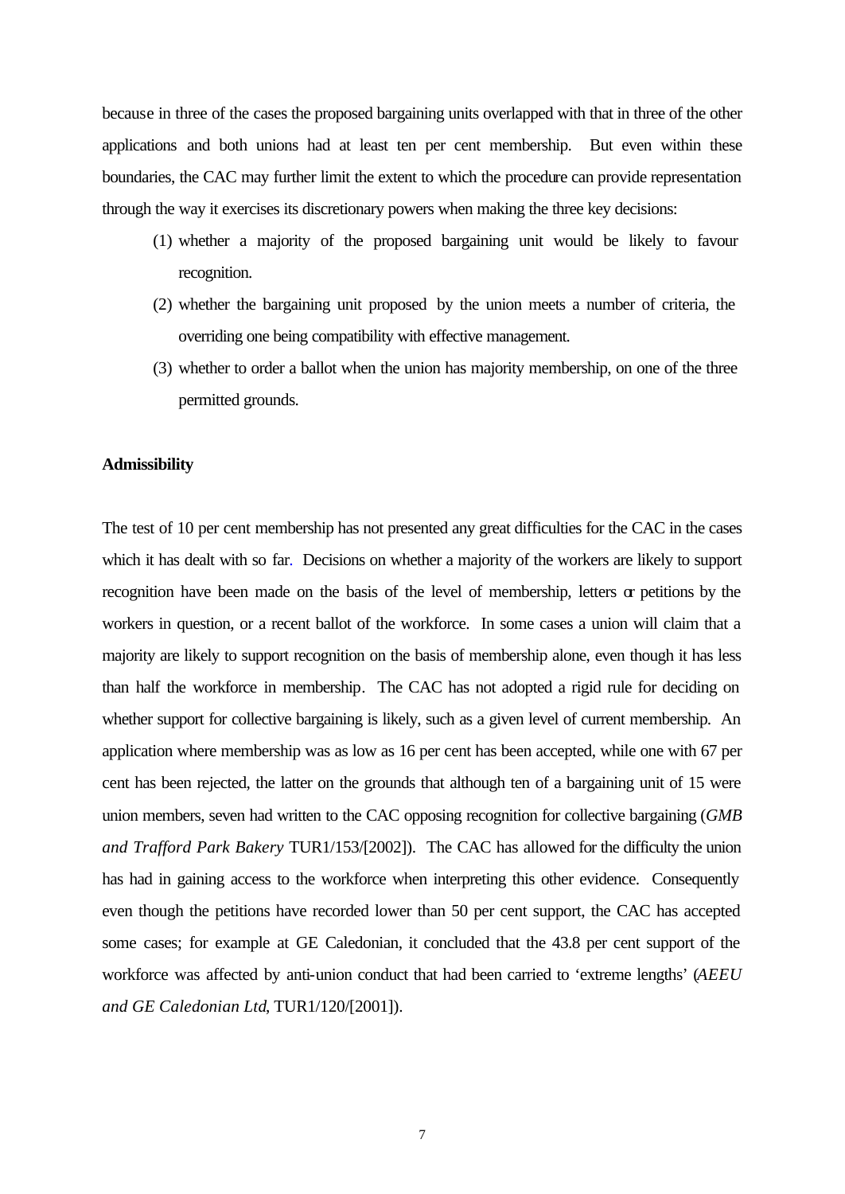because in three of the cases the proposed bargaining units overlapped with that in three of the other applications and both unions had at least ten per cent membership. But even within these boundaries, the CAC may further limit the extent to which the procedure can provide representation through the way it exercises its discretionary powers when making the three key decisions:

(1) whether a majority of the proposed bargaining unit would be likely to favour recognition.

(2) whether the bargaining unit proposed by the union meets a number of criteria, the overriding one being compatibility with effective management.

(3) whether to order a ballot when the union has majority membership, on one of the three permitted grounds.

**Admissibility**

The test of 10 per cent membership has not presented any great difficulties for the CAC in the cases which it has dealt with so far. Decisions on whether a majority of the workers are likely to support recognition have been made on the basis of the level of membership, letters or petitions by the workers in question, or a recent ballot of the workforce. In some cases a union will claim that a majority are likely to support recognition on the basis of membership alone, even though it has less than half the workforce in membership. The CAC has not adopted a rigid rule for deciding on whether support for collective bargaining is likely, such as a given level of current membership. An application where membership was as low as 16 per cent has been accepted, while one with 67 per cent has been rejected, the latter on the grounds that although ten of a bargaining unit of 15 were union members, seven had written to the CAC opposing recognition for collective bargaining (*GMB and Trafford Park Bakery* TUR1/153/[2002]). The CAC has allowed for the difficulty the union has had in gaining access to the workforce when interpreting this other evidence. Consequently even though the petitions have recorded lower than 50 per cent support, the CAC has accepted some cases; for example at GE Caledonian, it concluded that the 43.8 per cent support of the workforce was affected by anti-union conduct that had been carried to 'extreme lengths' (*AEEU and GE Caledonian Ltd*, TUR1/120/[2001]).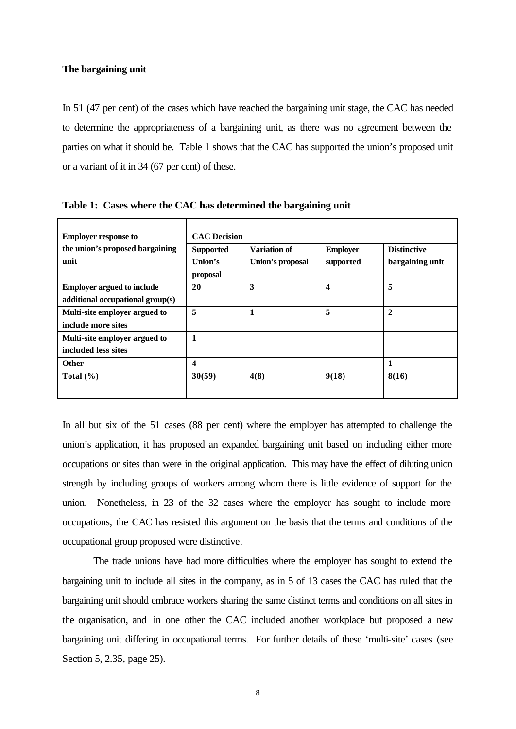**The bargaining unit**

In 51 (47 per cent) of the cases which have reached the bargaining unit stage, the CAC has needed to determine the appropriateness of a bargaining unit, as there was no agreement between the parties on what it should be. Table 1 shows that the CAC has supported the union's proposed unit or a variant of it in 34 (67 per cent) of these.

**Table 1: Cases where the CAC has determined the bargaining unit**

| Employer response to the union's proposed bargaining unit | CAC Decision | | | |
|---|---|---|---|---|
| | Supported Union's proposal | Variation of Union's proposal | Employer supported | Distinctive bargaining unit |
| **Employer argued to include additional occupational group(s)** | 20 | 3 | 4 | 5 |
| **Multi-site employer argued to include more sites** | 5 | 1 | 5 | 2 |
| **Multi-site employer argued to included less sites** | 1 | | | |
| **Other** | 4 | | | 1 |
| **Total (%)** | 30(59) | 4(8) | 9(18) | 8(16) |

In all but six of the 51 cases (88 per cent) where the employer has attempted to challenge the union's application, it has proposed an expanded bargaining unit based on including either more occupations or sites than were in the original application. This may have the effect of diluting union strength by including groups of workers among whom there is little evidence of support for the union. Nonetheless, in 23 of the 32 cases where the employer has sought to include more occupations, the CAC has resisted this argument on the basis that the terms and conditions of the occupational group proposed were distinctive.

The trade unions have had more difficulties where the employer has sought to extend the bargaining unit to include all sites in the company, as in 5 of 13 cases the CAC has ruled that the bargaining unit should embrace workers sharing the same distinct terms and conditions on all sites in the organisation, and in one other the CAC included another workplace but proposed a new bargaining unit differing in occupational terms. For further details of these 'multi-site' cases (see Section 5, 2.35, page 25).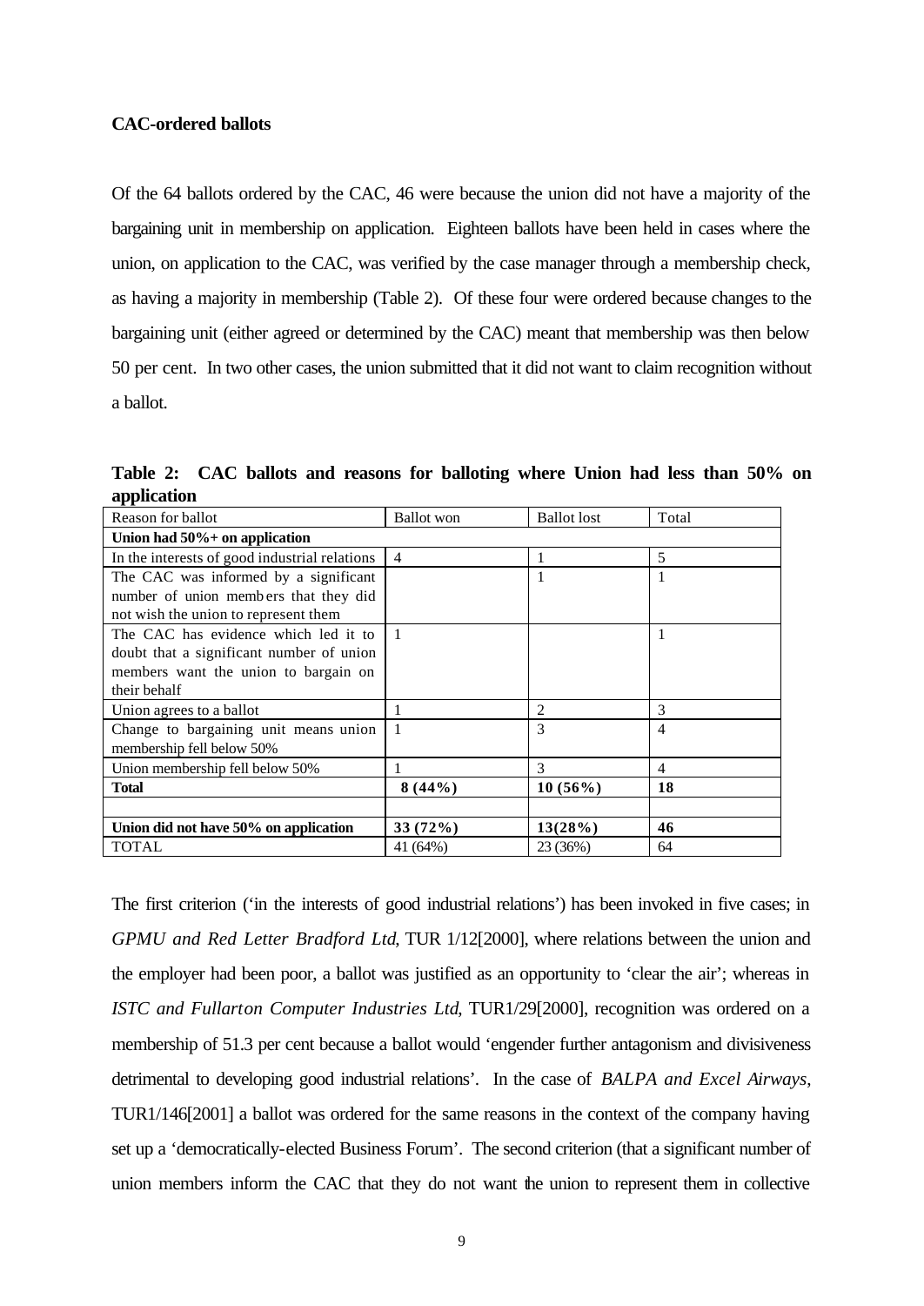**CAC-ordered ballots**

Of the 64 ballots ordered by the CAC, 46 were because the union did not have a majority of the bargaining unit in membership on application. Eighteen ballots have been held in cases where the union, on application to the CAC, was verified by the case manager through a membership check, as having a majority in membership (Table 2). Of these four were ordered because changes to the bargaining unit (either agreed or determined by the CAC) meant that membership was then below 50 per cent. In two other cases, the union submitted that it did not want to claim recognition without a ballot.

**Table 2: CAC ballots and reasons for balloting where Union had less than 50% on application**

| Reason for ballot | Ballot won | Ballot lost | Total |
|---|---|---|---|
| **Union had 50%+ on application** | | | |
| In the interests of good industrial relations | 4 | 1 | 5 |
| The CAC was informed by a significant number of union members that they did not wish the union to represent them | | 1 | 1 |
| The CAC has evidence which led it to doubt that a significant number of union members want the union to bargain on their behalf | 1 | | 1 |
| Union agrees to a ballot | 1 | 2 | 3 |
| Change to bargaining unit means union membership fell below 50% | 1 | 3 | 4 |
| Union membership fell below 50% | 1 | 3 | 4 |
| **Total** | **8 (44%)** | **10 (56%)** | **18** |
| | | | |
| **Union did not have 50% on application** | **33 (72%)** | **13(28%)** | **46** |
| TOTAL | 41 (64%) | 23 (36%) | 64 |

The first criterion ('in the interests of good industrial relations') has been invoked in five cases; in *GPMU and Red Letter Bradford Ltd*, TUR 1/12[2000], where relations between the union and the employer had been poor, a ballot was justified as an opportunity to 'clear the air'; whereas in *ISTC and Fullarton Computer Industries Ltd*, TUR1/29[2000], recognition was ordered on a membership of 51.3 per cent because a ballot would 'engender further antagonism and divisiveness detrimental to developing good industrial relations'. In the case of *BALPA and Excel Airways*, TUR1/146[2001] a ballot was ordered for the same reasons in the context of the company having set up a 'democratically-elected Business Forum'. The second criterion (that a significant number of union members inform the CAC that they do not want the union to represent them in collective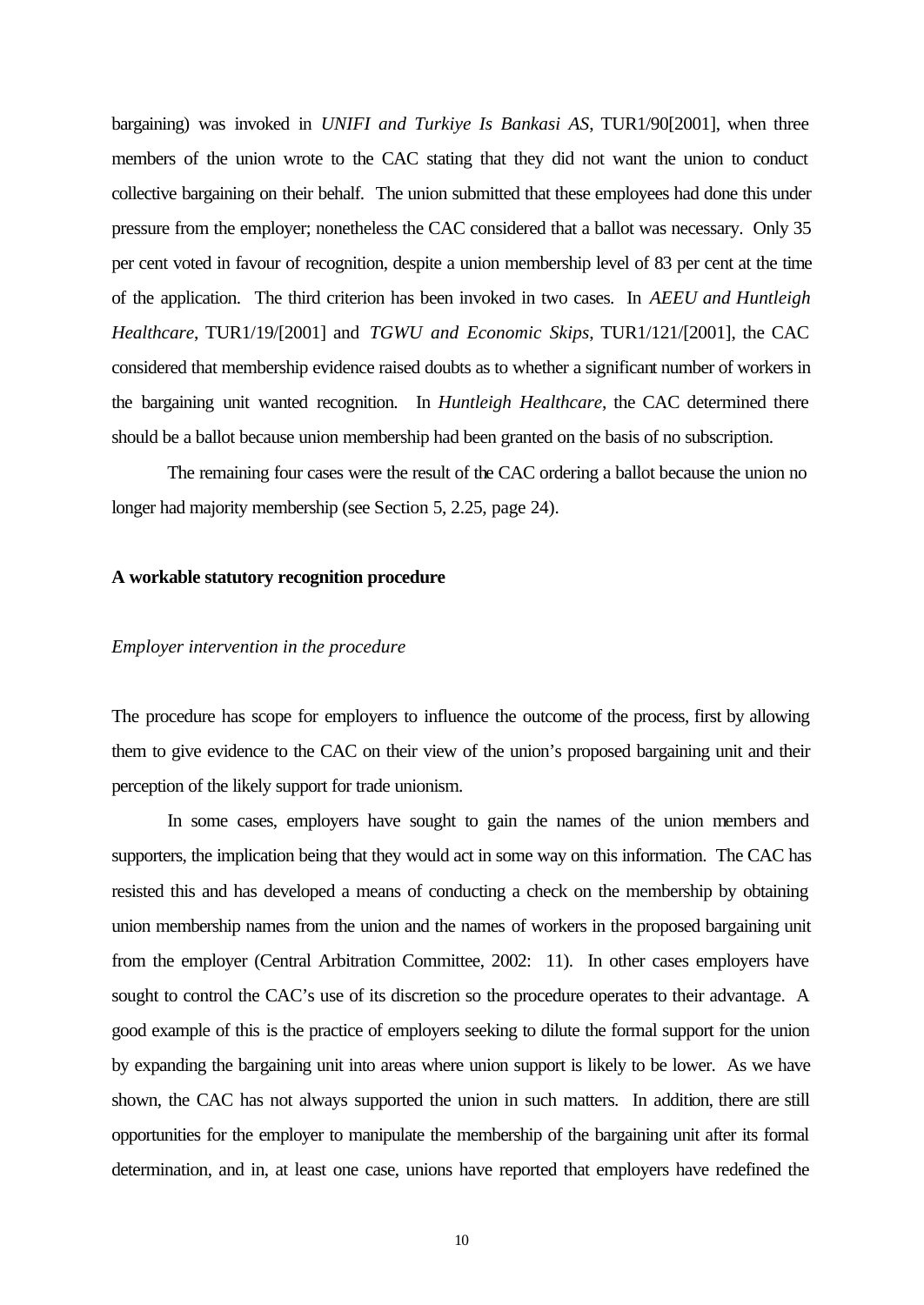bargaining) was invoked in *UNIFI and Turkiye Is Bankasi AS*, TUR1/90[2001], when three members of the union wrote to the CAC stating that they did not want the union to conduct collective bargaining on their behalf. The union submitted that these employees had done this under pressure from the employer; nonetheless the CAC considered that a ballot was necessary. Only 35 per cent voted in favour of recognition, despite a union membership level of 83 per cent at the time of the application. The third criterion has been invoked in two cases. In *AEEU and Huntleigh Healthcare*, TUR1/19/[2001] and *TGWU and Economic Skips*, TUR1/121/[2001], the CAC considered that membership evidence raised doubts as to whether a significant number of workers in the bargaining unit wanted recognition. In *Huntleigh Healthcare*, the CAC determined there should be a ballot because union membership had been granted on the basis of no subscription.

The remaining four cases were the result of the CAC ordering a ballot because the union no longer had majority membership (see Section 5, 2.25, page 24).

**A workable statutory recognition procedure**

*Employer intervention in the procedure*

The procedure has scope for employers to influence the outcome of the process, first by allowing them to give evidence to the CAC on their view of the union's proposed bargaining unit and their perception of the likely support for trade unionism.

In some cases, employers have sought to gain the names of the union members and supporters, the implication being that they would act in some way on this information. The CAC has resisted this and has developed a means of conducting a check on the membership by obtaining union membership names from the union and the names of workers in the proposed bargaining unit from the employer (Central Arbitration Committee, 2002: 11). In other cases employers have sought to control the CAC's use of its discretion so the procedure operates to their advantage. A good example of this is the practice of employers seeking to dilute the formal support for the union by expanding the bargaining unit into areas where union support is likely to be lower. As we have shown, the CAC has not always supported the union in such matters. In addition, there are still opportunities for the employer to manipulate the membership of the bargaining unit after its formal determination, and in, at least one case, unions have reported that employers have redefined the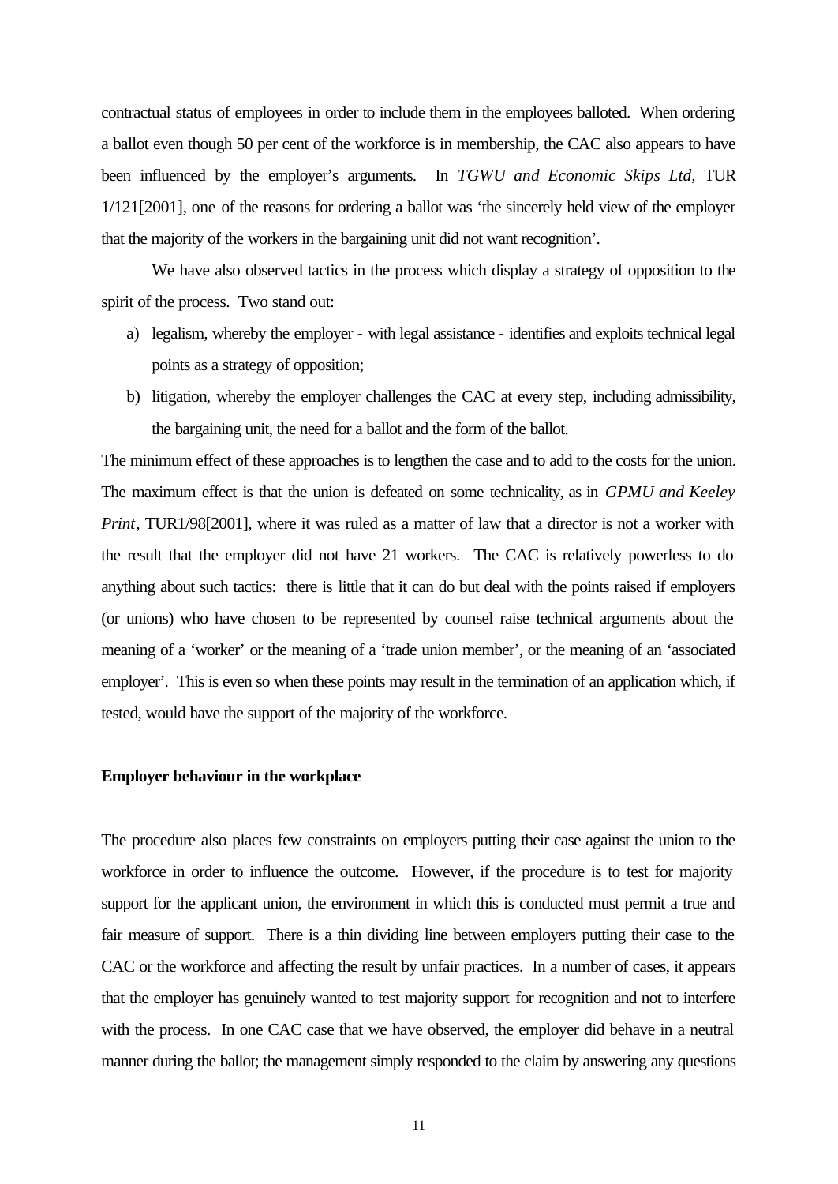contractual status of employees in order to include them in the employees balloted. When ordering a ballot even though 50 per cent of the workforce is in membership, the CAC also appears to have been influenced by the employer's arguments. In *TGWU and Economic Skips Ltd,* TUR 1/121[2001], one of the reasons for ordering a ballot was 'the sincerely held view of the employer that the majority of the workers in the bargaining unit did not want recognition'.

We have also observed tactics in the process which display a strategy of opposition to the spirit of the process. Two stand out:

a) legalism, whereby the employer - with legal assistance - identifies and exploits technical legal points as a strategy of opposition;
b) litigation, whereby the employer challenges the CAC at every step, including admissibility, the bargaining unit, the need for a ballot and the form of the ballot.

The minimum effect of these approaches is to lengthen the case and to add to the costs for the union. The maximum effect is that the union is defeated on some technicality, as in *GPMU and Keeley Print*, TUR1/98[2001], where it was ruled as a matter of law that a director is not a worker with the result that the employer did not have 21 workers. The CAC is relatively powerless to do anything about such tactics: there is little that it can do but deal with the points raised if employers (or unions) who have chosen to be represented by counsel raise technical arguments about the meaning of a 'worker' or the meaning of a 'trade union member', or the meaning of an 'associated employer'. This is even so when these points may result in the termination of an application which, if tested, would have the support of the majority of the workforce.

**Employer behaviour in the workplace**

The procedure also places few constraints on employers putting their case against the union to the workforce in order to influence the outcome. However, if the procedure is to test for majority support for the applicant union, the environment in which this is conducted must permit a true and fair measure of support. There is a thin dividing line between employers putting their case to the CAC or the workforce and affecting the result by unfair practices. In a number of cases, it appears that the employer has genuinely wanted to test majority support for recognition and not to interfere with the process. In one CAC case that we have observed, the employer did behave in a neutral manner during the ballot; the management simply responded to the claim by answering any questions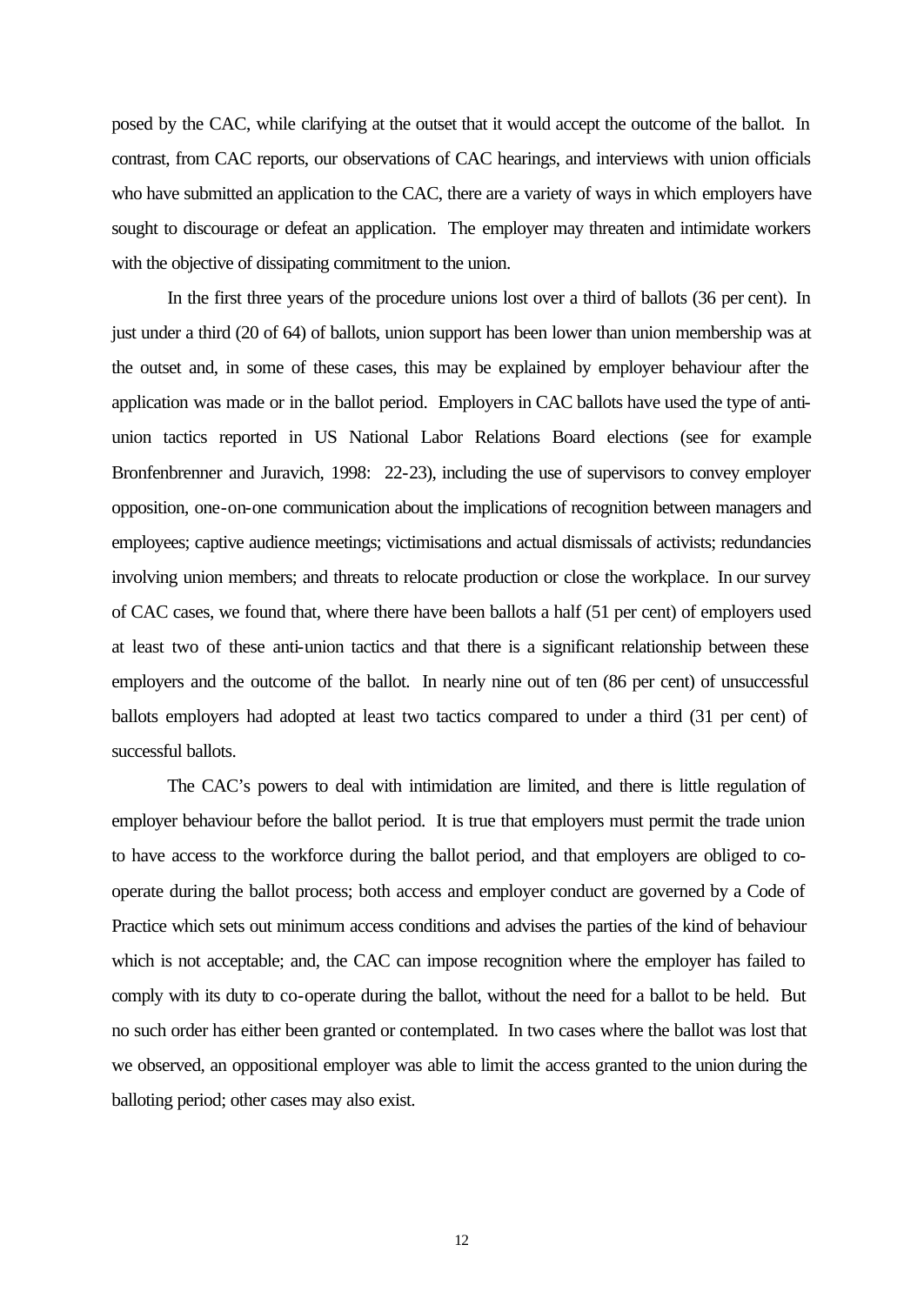posed by the CAC, while clarifying at the outset that it would accept the outcome of the ballot. In contrast, from CAC reports, our observations of CAC hearings, and interviews with union officials who have submitted an application to the CAC, there are a variety of ways in which employers have sought to discourage or defeat an application. The employer may threaten and intimidate workers with the objective of dissipating commitment to the union.

In the first three years of the procedure unions lost over a third of ballots (36 per cent). In just under a third (20 of 64) of ballots, union support has been lower than union membership was at the outset and, in some of these cases, this may be explained by employer behaviour after the application was made or in the ballot period. Employers in CAC ballots have used the type of anti-union tactics reported in US National Labor Relations Board elections (see for example Bronfenbrenner and Juravich, 1998: 22-23), including the use of supervisors to convey employer opposition, one-on-one communication about the implications of recognition between managers and employees; captive audience meetings; victimisations and actual dismissals of activists; redundancies involving union members; and threats to relocate production or close the workplace. In our survey of CAC cases, we found that, where there have been ballots a half (51 per cent) of employers used at least two of these anti-union tactics and that there is a significant relationship between these employers and the outcome of the ballot. In nearly nine out of ten (86 per cent) of unsuccessful ballots employers had adopted at least two tactics compared to under a third (31 per cent) of successful ballots.

The CAC's powers to deal with intimidation are limited, and there is little regulation of employer behaviour before the ballot period. It is true that employers must permit the trade union to have access to the workforce during the ballot period, and that employers are obliged to co-operate during the ballot process; both access and employer conduct are governed by a Code of Practice which sets out minimum access conditions and advises the parties of the kind of behaviour which is not acceptable; and, the CAC can impose recognition where the employer has failed to comply with its duty to co-operate during the ballot, without the need for a ballot to be held. But no such order has either been granted or contemplated. In two cases where the ballot was lost that we observed, an oppositional employer was able to limit the access granted to the union during the balloting period; other cases may also exist.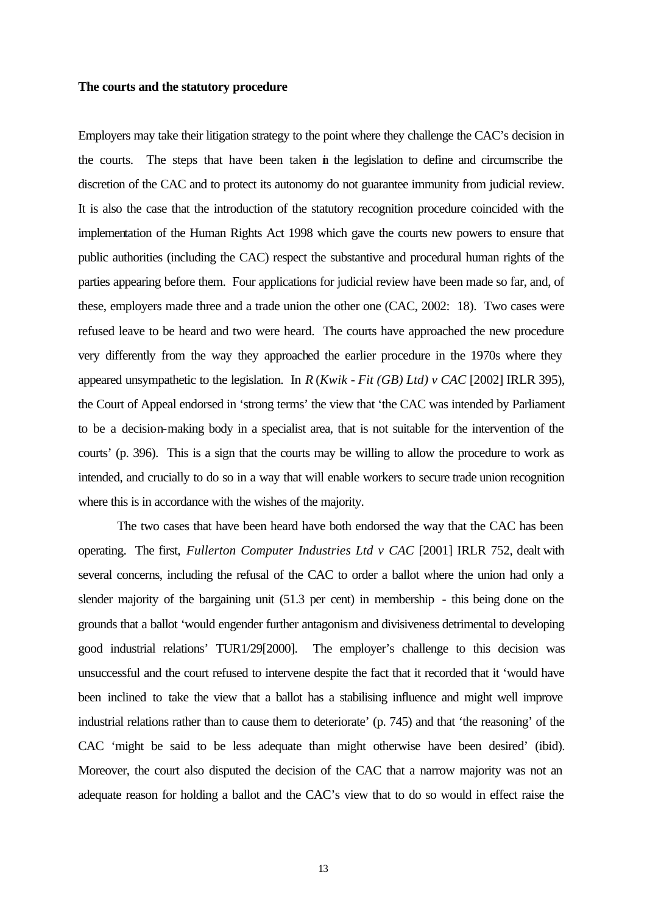**The courts and the statutory procedure**

Employers may take their litigation strategy to the point where they challenge the CAC's decision in the courts. The steps that have been taken in the legislation to define and circumscribe the discretion of the CAC and to protect its autonomy do not guarantee immunity from judicial review. It is also the case that the introduction of the statutory recognition procedure coincided with the implementation of the Human Rights Act 1998 which gave the courts new powers to ensure that public authorities (including the CAC) respect the substantive and procedural human rights of the parties appearing before them. Four applications for judicial review have been made so far, and, of these, employers made three and a trade union the other one (CAC, 2002: 18). Two cases were refused leave to be heard and two were heard. The courts have approached the new procedure very differently from the way they approached the earlier procedure in the 1970s where they appeared unsympathetic to the legislation. In *R (Kwik - Fit (GB) Ltd) v CAC* [2002] IRLR 395), the Court of Appeal endorsed in 'strong terms' the view that 'the CAC was intended by Parliament to be a decision-making body in a specialist area, that is not suitable for the intervention of the courts' (p. 396). This is a sign that the courts may be willing to allow the procedure to work as intended, and crucially to do so in a way that will enable workers to secure trade union recognition where this is in accordance with the wishes of the majority.

The two cases that have been heard have both endorsed the way that the CAC has been operating. The first, *Fullerton Computer Industries Ltd v CAC* [2001] IRLR 752, dealt with several concerns, including the refusal of the CAC to order a ballot where the union had only a slender majority of the bargaining unit (51.3 per cent) in membership - this being done on the grounds that a ballot 'would engender further antagonism and divisiveness detrimental to developing good industrial relations' TUR1/29[2000]. The employer's challenge to this decision was unsuccessful and the court refused to intervene despite the fact that it recorded that it 'would have been inclined to take the view that a ballot has a stabilising influence and might well improve industrial relations rather than to cause them to deteriorate' (p. 745) and that 'the reasoning' of the CAC 'might be said to be less adequate than might otherwise have been desired' (ibid). Moreover, the court also disputed the decision of the CAC that a narrow majority was not an adequate reason for holding a ballot and the CAC's view that to do so would in effect raise the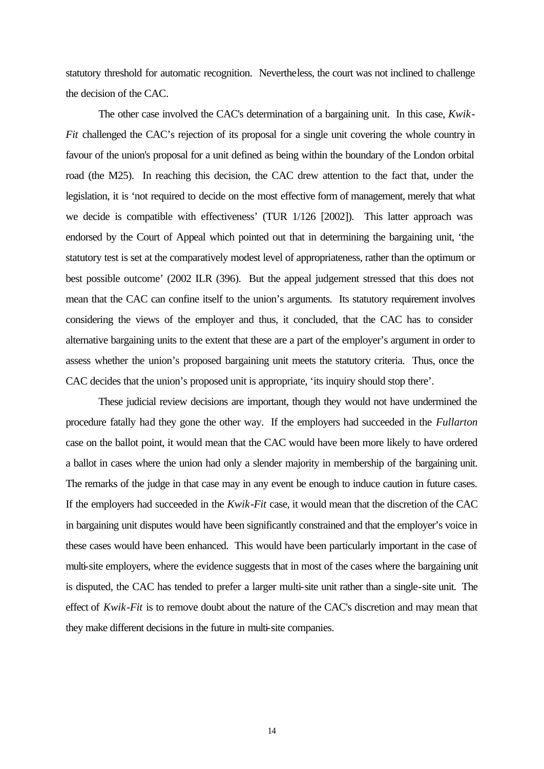statutory threshold for automatic recognition. Nevertheless, the court was not inclined to challenge the decision of the CAC.

The other case involved the CAC's determination of a bargaining unit. In this case, *Kwik-Fit* challenged the CAC's rejection of its proposal for a single unit covering the whole country in favour of the union's proposal for a unit defined as being within the boundary of the London orbital road (the M25). In reaching this decision, the CAC drew attention to the fact that, under the legislation, it is 'not required to decide on the most effective form of management, merely that what we decide is compatible with effectiveness' (TUR 1/126 [2002]). This latter approach was endorsed by the Court of Appeal which pointed out that in determining the bargaining unit, 'the statutory test is set at the comparatively modest level of appropriateness, rather than the optimum or best possible outcome' (2002 ILR (396). But the appeal judgement stressed that this does not mean that the CAC can confine itself to the union's arguments. Its statutory requirement involves considering the views of the employer and thus, it concluded, that the CAC has to consider alternative bargaining units to the extent that these are a part of the employer's argument in order to assess whether the union's proposed bargaining unit meets the statutory criteria. Thus, once the CAC decides that the union's proposed unit is appropriate, 'its inquiry should stop there'.

These judicial review decisions are important, though they would not have undermined the procedure fatally had they gone the other way. If the employers had succeeded in the *Fullarton* case on the ballot point, it would mean that the CAC would have been more likely to have ordered a ballot in cases where the union had only a slender majority in membership of the bargaining unit. The remarks of the judge in that case may in any event be enough to induce caution in future cases. If the employers had succeeded in the *Kwik-Fit* case, it would mean that the discretion of the CAC in bargaining unit disputes would have been significantly constrained and that the employer's voice in these cases would have been enhanced. This would have been particularly important in the case of multi-site employers, where the evidence suggests that in most of the cases where the bargaining unit is disputed, the CAC has tended to prefer a larger multi-site unit rather than a single-site unit. The effect of *Kwik-Fit* is to remove doubt about the nature of the CAC's discretion and may mean that they make different decisions in the future in multi-site companies.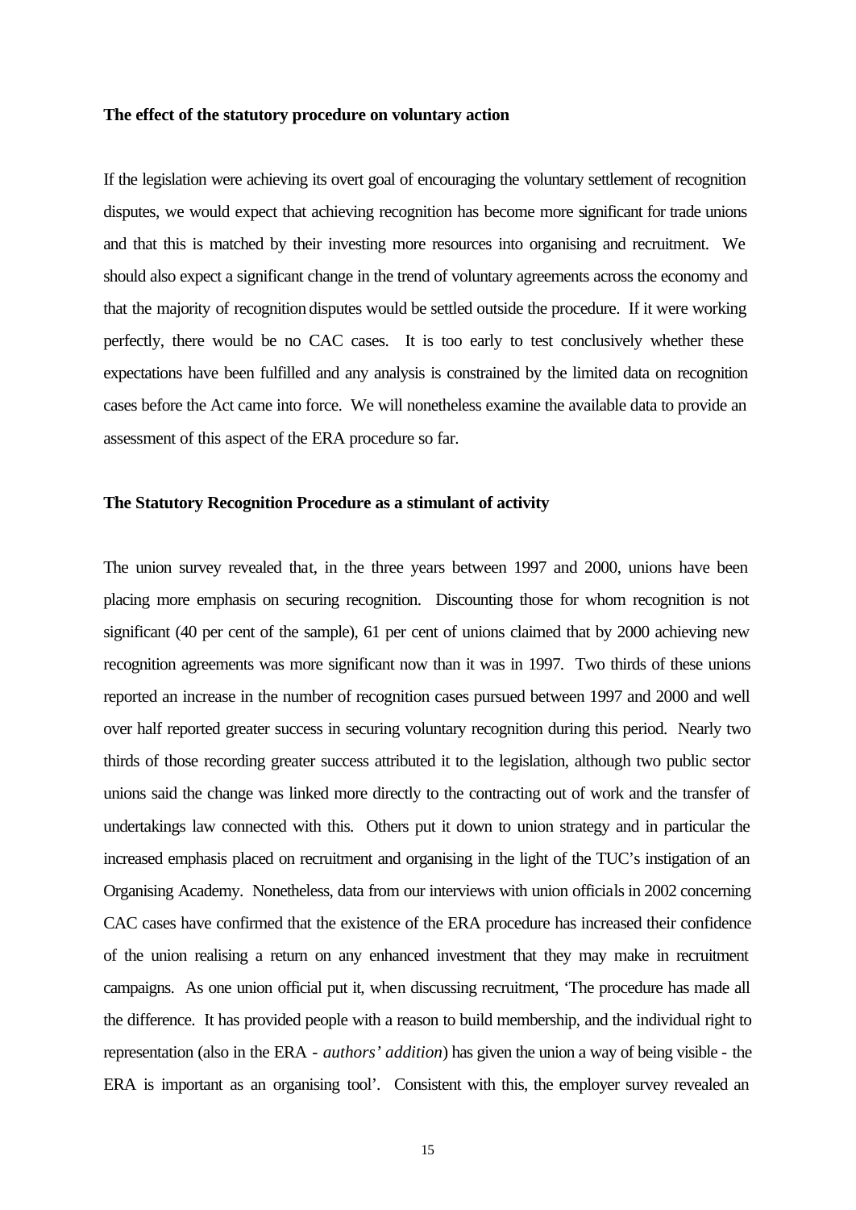### The effect of the statutory procedure on voluntary action

If the legislation were achieving its overt goal of encouraging the voluntary settlement of recognition disputes, we would expect that achieving recognition has become more significant for trade unions and that this is matched by their investing more resources into organising and recruitment. We should also expect a significant change in the trend of voluntary agreements across the economy and that the majority of recognition disputes would be settled outside the procedure. If it were working perfectly, there would be no CAC cases. It is too early to test conclusively whether these expectations have been fulfilled and any analysis is constrained by the limited data on recognition cases before the Act came into force. We will nonetheless examine the available data to provide an assessment of this aspect of the ERA procedure so far.

### The Statutory Recognition Procedure as a stimulant of activity

The union survey revealed that, in the three years between 1997 and 2000, unions have been placing more emphasis on securing recognition. Discounting those for whom recognition is not significant (40 per cent of the sample), 61 per cent of unions claimed that by 2000 achieving new recognition agreements was more significant now than it was in 1997. Two thirds of these unions reported an increase in the number of recognition cases pursued between 1997 and 2000 and well over half reported greater success in securing voluntary recognition during this period. Nearly two thirds of those recording greater success attributed it to the legislation, although two public sector unions said the change was linked more directly to the contracting out of work and the transfer of undertakings law connected with this. Others put it down to union strategy and in particular the increased emphasis placed on recruitment and organising in the light of the TUC's instigation of an Organising Academy. Nonetheless, data from our interviews with union officials in 2002 concerning CAC cases have confirmed that the existence of the ERA procedure has increased their confidence of the union realising a return on any enhanced investment that they may make in recruitment campaigns. As one union official put it, when discussing recruitment, 'The procedure has made all the difference. It has provided people with a reason to build membership, and the individual right to representation (also in the ERA - *authors' addition*) has given the union a way of being visible - the ERA is important as an organising tool'. Consistent with this, the employer survey revealed an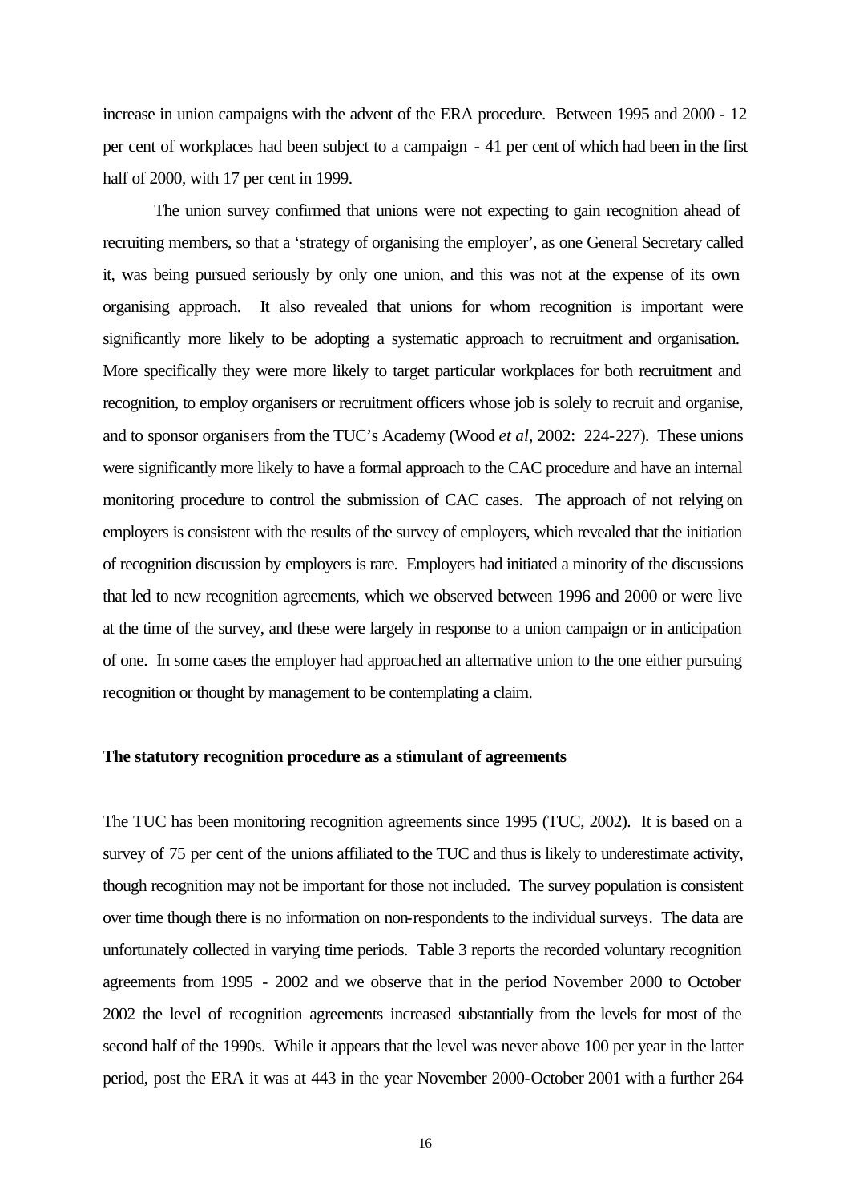increase in union campaigns with the advent of the ERA procedure. Between 1995 and 2000 - 12 per cent of workplaces had been subject to a campaign - 41 per cent of which had been in the first half of 2000, with 17 per cent in 1999.

The union survey confirmed that unions were not expecting to gain recognition ahead of recruiting members, so that a 'strategy of organising the employer', as one General Secretary called it, was being pursued seriously by only one union, and this was not at the expense of its own organising approach. It also revealed that unions for whom recognition is important were significantly more likely to be adopting a systematic approach to recruitment and organisation. More specifically they were more likely to target particular workplaces for both recruitment and recognition, to employ organisers or recruitment officers whose job is solely to recruit and organise, and to sponsor organisers from the TUC's Academy (Wood *et al*, 2002: 224-227). These unions were significantly more likely to have a formal approach to the CAC procedure and have an internal monitoring procedure to control the submission of CAC cases. The approach of not relying on employers is consistent with the results of the survey of employers, which revealed that the initiation of recognition discussion by employers is rare. Employers had initiated a minority of the discussions that led to new recognition agreements, which we observed between 1996 and 2000 or were live at the time of the survey, and these were largely in response to a union campaign or in anticipation of one. In some cases the employer had approached an alternative union to the one either pursuing recognition or thought by management to be contemplating a claim.

**The statutory recognition procedure as a stimulant of agreements**

The TUC has been monitoring recognition agreements since 1995 (TUC, 2002). It is based on a survey of 75 per cent of the unions affiliated to the TUC and thus is likely to underestimate activity, though recognition may not be important for those not included. The survey population is consistent over time though there is no information on non-respondents to the individual surveys. The data are unfortunately collected in varying time periods. Table 3 reports the recorded voluntary recognition agreements from 1995 - 2002 and we observe that in the period November 2000 to October 2002 the level of recognition agreements increased substantially from the levels for most of the second half of the 1990s. While it appears that the level was never above 100 per year in the latter period, post the ERA it was at 443 in the year November 2000-October 2001 with a further 264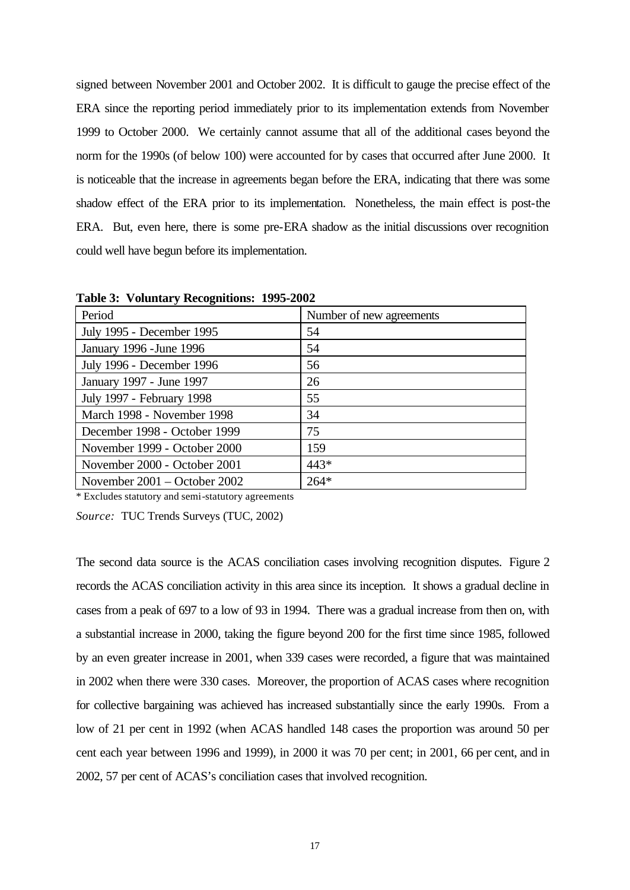signed between November 2001 and October 2002. It is difficult to gauge the precise effect of the ERA since the reporting period immediately prior to its implementation extends from November 1999 to October 2000. We certainly cannot assume that all of the additional cases beyond the norm for the 1990s (of below 100) were accounted for by cases that occurred after June 2000. It is noticeable that the increase in agreements began before the ERA, indicating that there was some shadow effect of the ERA prior to its implementation. Nonetheless, the main effect is post-the ERA. But, even here, there is some pre-ERA shadow as the initial discussions over recognition could well have begun before its implementation.

**Table 3: Voluntary Recognitions: 1995-2002**

| Period | Number of new agreements |
|---|---|
| July 1995 - December 1995 | 54 |
| January 1996 -June 1996 | 54 |
| July 1996 - December 1996 | 56 |
| January 1997 - June 1997 | 26 |
| July 1997 - February 1998 | 55 |
| March 1998 - November 1998 | 34 |
| December 1998 - October 1999 | 75 |
| November 1999 - October 2000 | 159 |
| November 2000 - October 2001 | 443* |
| November 2001 – October 2002 | 264* |

\* Excludes statutory and semi-statutory agreements

*Source:* TUC Trends Surveys (TUC, 2002)

The second data source is the ACAS conciliation cases involving recognition disputes. Figure 2 records the ACAS conciliation activity in this area since its inception. It shows a gradual decline in cases from a peak of 697 to a low of 93 in 1994. There was a gradual increase from then on, with a substantial increase in 2000, taking the figure beyond 200 for the first time since 1985, followed by an even greater increase in 2001, when 339 cases were recorded, a figure that was maintained in 2002 when there were 330 cases. Moreover, the proportion of ACAS cases where recognition for collective bargaining was achieved has increased substantially since the early 1990s. From a low of 21 per cent in 1992 (when ACAS handled 148 cases the proportion was around 50 per cent each year between 1996 and 1999), in 2000 it was 70 per cent; in 2001, 66 per cent, and in 2002, 57 per cent of ACAS's conciliation cases that involved recognition.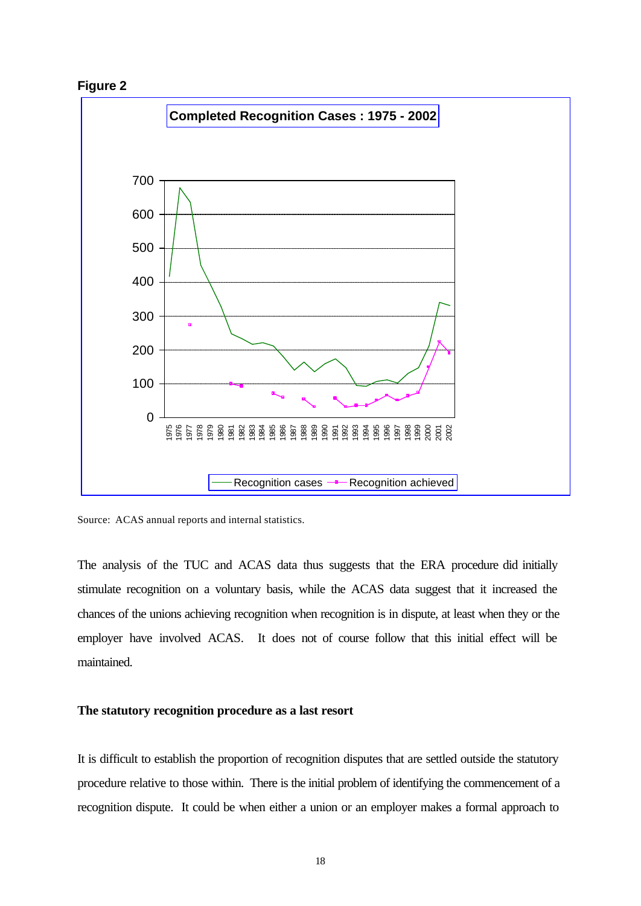**Figure 2**

**Completed Recognition Cases : 1975 - 2002**

Source: ACAS annual reports and internal statistics.

The analysis of the TUC and ACAS data thus suggests that the ERA procedure did initially stimulate recognition on a voluntary basis, while the ACAS data suggest that it increased the chances of the unions achieving recognition when recognition is in dispute, at least when they or the employer have involved ACAS. It does not of course follow that this initial effect will be maintained.

**The statutory recognition procedure as a last resort**

It is difficult to establish the proportion of recognition disputes that are settled outside the statutory procedure relative to those within. There is the initial problem of identifying the commencement of a recognition dispute. It could be when either a union or an employer makes a formal approach to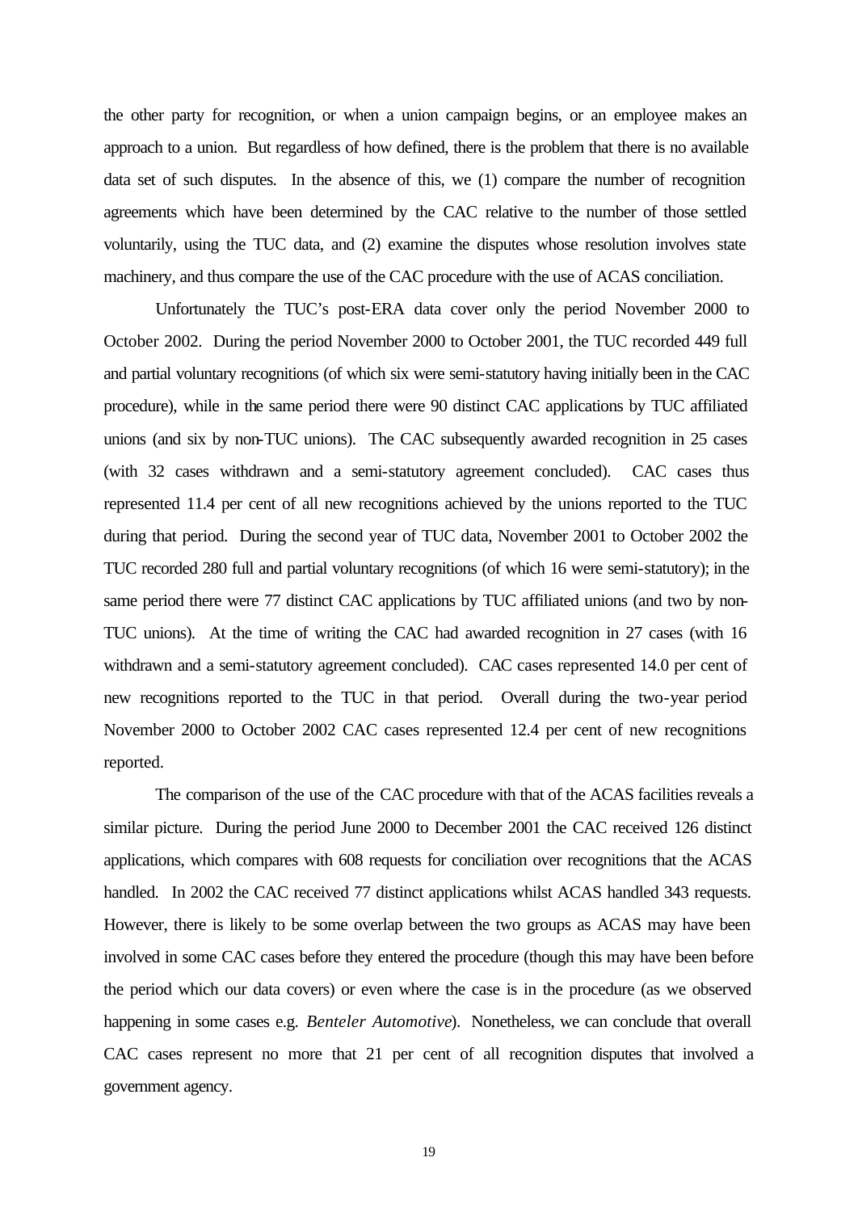the other party for recognition, or when a union campaign begins, or an employee makes an approach to a union. But regardless of how defined, there is the problem that there is no available data set of such disputes. In the absence of this, we (1) compare the number of recognition agreements which have been determined by the CAC relative to the number of those settled voluntarily, using the TUC data, and (2) examine the disputes whose resolution involves state machinery, and thus compare the use of the CAC procedure with the use of ACAS conciliation.

Unfortunately the TUC's post-ERA data cover only the period November 2000 to October 2002. During the period November 2000 to October 2001, the TUC recorded 449 full and partial voluntary recognitions (of which six were semi-statutory having initially been in the CAC procedure), while in the same period there were 90 distinct CAC applications by TUC affiliated unions (and six by non-TUC unions). The CAC subsequently awarded recognition in 25 cases (with 32 cases withdrawn and a semi-statutory agreement concluded). CAC cases thus represented 11.4 per cent of all new recognitions achieved by the unions reported to the TUC during that period. During the second year of TUC data, November 2001 to October 2002 the TUC recorded 280 full and partial voluntary recognitions (of which 16 were semi-statutory); in the same period there were 77 distinct CAC applications by TUC affiliated unions (and two by non-TUC unions). At the time of writing the CAC had awarded recognition in 27 cases (with 16 withdrawn and a semi-statutory agreement concluded). CAC cases represented 14.0 per cent of new recognitions reported to the TUC in that period. Overall during the two-year period November 2000 to October 2002 CAC cases represented 12.4 per cent of new recognitions reported.

The comparison of the use of the CAC procedure with that of the ACAS facilities reveals a similar picture. During the period June 2000 to December 2001 the CAC received 126 distinct applications, which compares with 608 requests for conciliation over recognitions that the ACAS handled. In 2002 the CAC received 77 distinct applications whilst ACAS handled 343 requests. However, there is likely to be some overlap between the two groups as ACAS may have been involved in some CAC cases before they entered the procedure (though this may have been before the period which our data covers) or even where the case is in the procedure (as we observed happening in some cases e.g. *Benteler Automotive*). Nonetheless, we can conclude that overall CAC cases represent no more that 21 per cent of all recognition disputes that involved a government agency.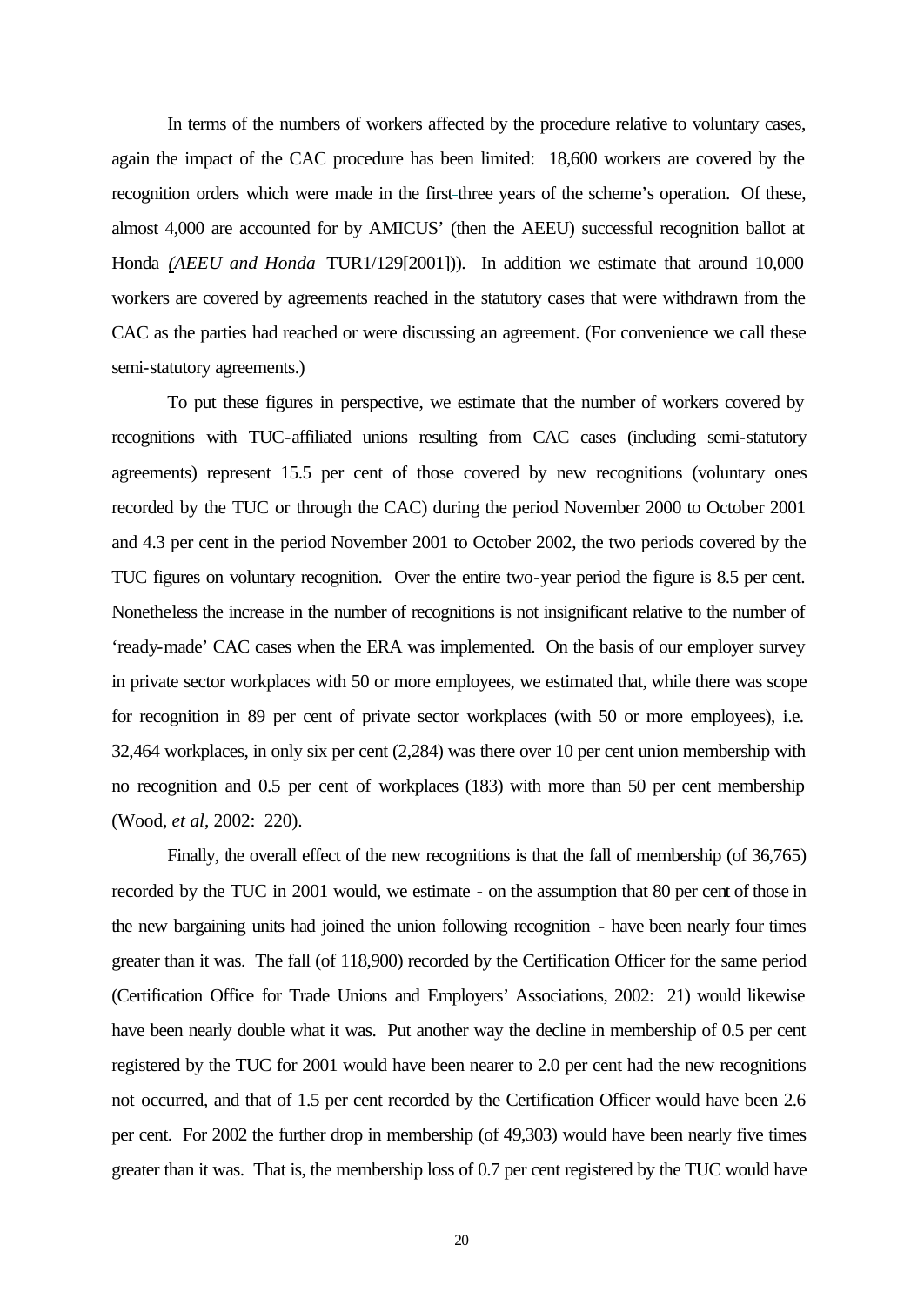In terms of the numbers of workers affected by the procedure relative to voluntary cases, again the impact of the CAC procedure has been limited: 18,600 workers are covered by the recognition orders which were made in the first three years of the scheme's operation. Of these, almost 4,000 are accounted for by AMICUS' (then the AEEU) successful recognition ballot at Honda (*AEEU and Honda* TUR1/129[2001])). In addition we estimate that around 10,000 workers are covered by agreements reached in the statutory cases that were withdrawn from the CAC as the parties had reached or were discussing an agreement. (For convenience we call these semi-statutory agreements.)

To put these figures in perspective, we estimate that the number of workers covered by recognitions with TUC-affiliated unions resulting from CAC cases (including semi-statutory agreements) represent 15.5 per cent of those covered by new recognitions (voluntary ones recorded by the TUC or through the CAC) during the period November 2000 to October 2001 and 4.3 per cent in the period November 2001 to October 2002, the two periods covered by the TUC figures on voluntary recognition. Over the entire two-year period the figure is 8.5 per cent. Nonetheless the increase in the number of recognitions is not insignificant relative to the number of 'ready-made' CAC cases when the ERA was implemented. On the basis of our employer survey in private sector workplaces with 50 or more employees, we estimated that, while there was scope for recognition in 89 per cent of private sector workplaces (with 50 or more employees), i.e. 32,464 workplaces, in only six per cent (2,284) was there over 10 per cent union membership with no recognition and 0.5 per cent of workplaces (183) with more than 50 per cent membership (Wood, *et al*, 2002: 220).

Finally, the overall effect of the new recognitions is that the fall of membership (of 36,765) recorded by the TUC in 2001 would, we estimate - on the assumption that 80 per cent of those in the new bargaining units had joined the union following recognition - have been nearly four times greater than it was. The fall (of 118,900) recorded by the Certification Officer for the same period (Certification Office for Trade Unions and Employers' Associations, 2002: 21) would likewise have been nearly double what it was. Put another way the decline in membership of 0.5 per cent registered by the TUC for 2001 would have been nearer to 2.0 per cent had the new recognitions not occurred, and that of 1.5 per cent recorded by the Certification Officer would have been 2.6 per cent. For 2002 the further drop in membership (of 49,303) would have been nearly five times greater than it was. That is, the membership loss of 0.7 per cent registered by the TUC would have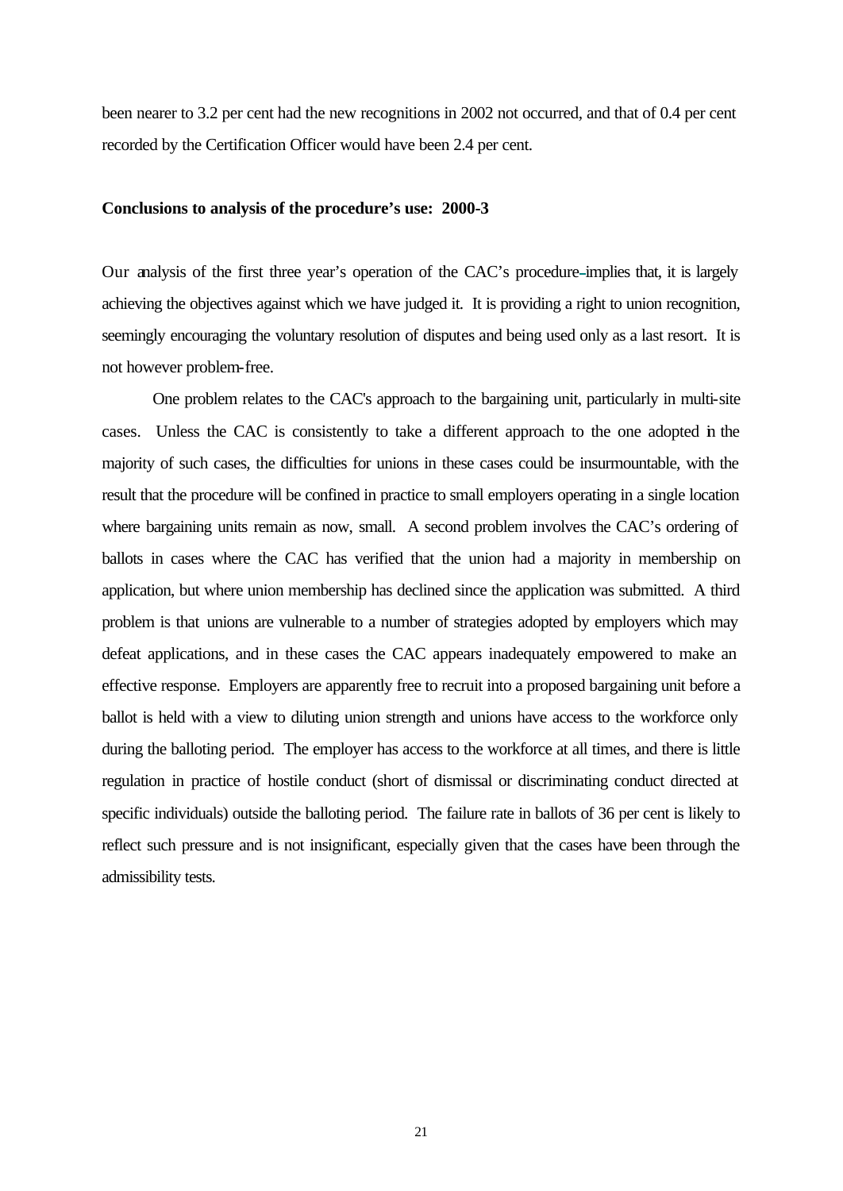been nearer to 3.2 per cent had the new recognitions in 2002 not occurred, and that of 0.4 per cent recorded by the Certification Officer would have been 2.4 per cent.

**Conclusions to analysis of the procedure's use: 2000-3**

Our analysis of the first three year's operation of the CAC's procedure implies that, it is largely achieving the objectives against which we have judged it. It is providing a right to union recognition, seemingly encouraging the voluntary resolution of disputes and being used only as a last resort. It is not however problem-free.

One problem relates to the CAC's approach to the bargaining unit, particularly in multi-site cases. Unless the CAC is consistently to take a different approach to the one adopted in the majority of such cases, the difficulties for unions in these cases could be insurmountable, with the result that the procedure will be confined in practice to small employers operating in a single location where bargaining units remain as now, small. A second problem involves the CAC's ordering of ballots in cases where the CAC has verified that the union had a majority in membership on application, but where union membership has declined since the application was submitted. A third problem is that unions are vulnerable to a number of strategies adopted by employers which may defeat applications, and in these cases the CAC appears inadequately empowered to make an effective response. Employers are apparently free to recruit into a proposed bargaining unit before a ballot is held with a view to diluting union strength and unions have access to the workforce only during the balloting period. The employer has access to the workforce at all times, and there is little regulation in practice of hostile conduct (short of dismissal or discriminating conduct directed at specific individuals) outside the balloting period. The failure rate in ballots of 36 per cent is likely to reflect such pressure and is not insignificant, especially given that the cases have been through the admissibility tests.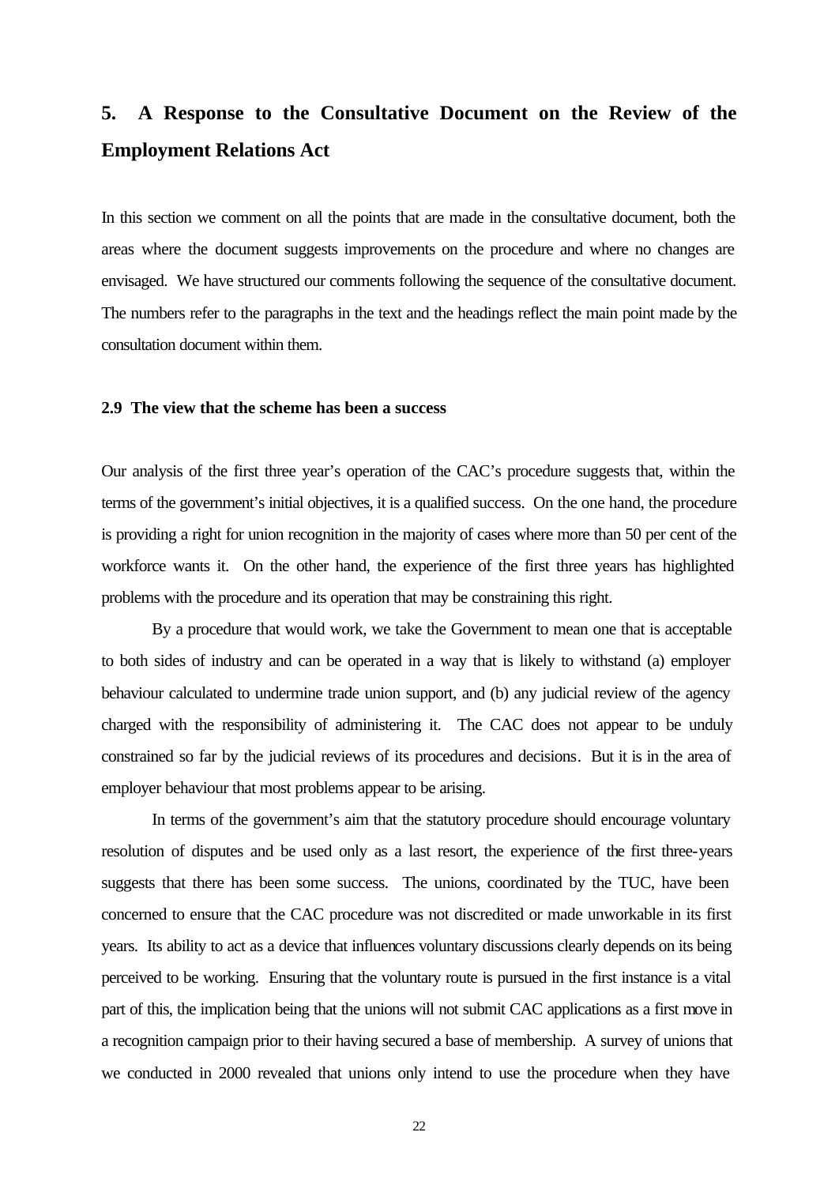## 5. A Response to the Consultative Document on the Review of the Employment Relations Act

In this section we comment on all the points that are made in the consultative document, both the areas where the document suggests improvements on the procedure and where no changes are envisaged. We have structured our comments following the sequence of the consultative document. The numbers refer to the paragraphs in the text and the headings reflect the main point made by the consultation document within them.

### 2.9 The view that the scheme has been a success

Our analysis of the first three year's operation of the CAC's procedure suggests that, within the terms of the government's initial objectives, it is a qualified success. On the one hand, the procedure is providing a right for union recognition in the majority of cases where more than 50 per cent of the workforce wants it. On the other hand, the experience of the first three years has highlighted problems with the procedure and its operation that may be constraining this right.

By a procedure that would work, we take the Government to mean one that is acceptable to both sides of industry and can be operated in a way that is likely to withstand (a) employer behaviour calculated to undermine trade union support, and (b) any judicial review of the agency charged with the responsibility of administering it. The CAC does not appear to be unduly constrained so far by the judicial reviews of its procedures and decisions. But it is in the area of employer behaviour that most problems appear to be arising.

In terms of the government's aim that the statutory procedure should encourage voluntary resolution of disputes and be used only as a last resort, the experience of the first three-years suggests that there has been some success. The unions, coordinated by the TUC, have been concerned to ensure that the CAC procedure was not discredited or made unworkable in its first years. Its ability to act as a device that influences voluntary discussions clearly depends on its being perceived to be working. Ensuring that the voluntary route is pursued in the first instance is a vital part of this, the implication being that the unions will not submit CAC applications as a first move in a recognition campaign prior to their having secured a base of membership. A survey of unions that we conducted in 2000 revealed that unions only intend to use the procedure when they have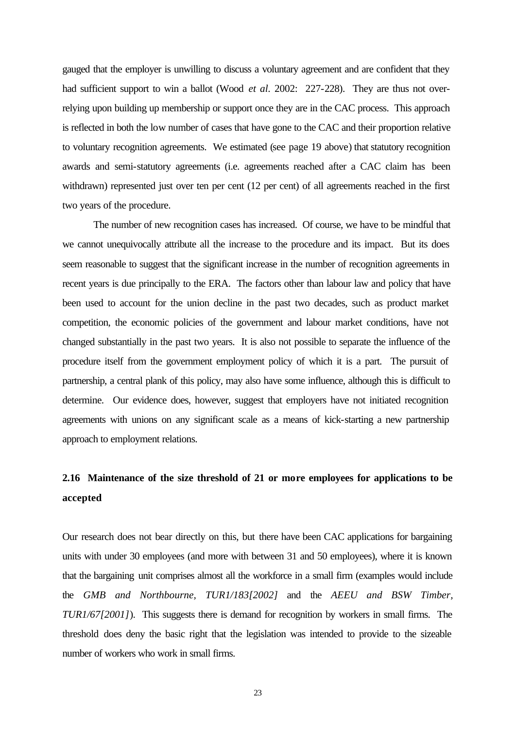gauged that the employer is unwilling to discuss a voluntary agreement and are confident that they had sufficient support to win a ballot (Wood *et al*. 2002: 227-228). They are thus not over-relying upon building up membership or support once they are in the CAC process. This approach is reflected in both the low number of cases that have gone to the CAC and their proportion relative to voluntary recognition agreements. We estimated (see page 19 above) that statutory recognition awards and semi-statutory agreements (i.e. agreements reached after a CAC claim has been withdrawn) represented just over ten per cent (12 per cent) of all agreements reached in the first two years of the procedure.

The number of new recognition cases has increased. Of course, we have to be mindful that we cannot unequivocally attribute all the increase to the procedure and its impact. But its does seem reasonable to suggest that the significant increase in the number of recognition agreements in recent years is due principally to the ERA. The factors other than labour law and policy that have been used to account for the union decline in the past two decades, such as product market competition, the economic policies of the government and labour market conditions, have not changed substantially in the past two years. It is also not possible to separate the influence of the procedure itself from the government employment policy of which it is a part. The pursuit of partnership, a central plank of this policy, may also have some influence, although this is difficult to determine. Our evidence does, however, suggest that employers have not initiated recognition agreements with unions on any significant scale as a means of kick-starting a new partnership approach to employment relations.

## 2.16 Maintenance of the size threshold of 21 or more employees for applications to be accepted

Our research does not bear directly on this, but there have been CAC applications for bargaining units with under 30 employees (and more with between 31 and 50 employees), where it is known that the bargaining unit comprises almost all the workforce in a small firm (examples would include the *GMB and Northbourne, TUR1/183[2002]* and the *AEEU and BSW Timber, TUR1/67[2001]*). This suggests there is demand for recognition by workers in small firms. The threshold does deny the basic right that the legislation was intended to provide to the sizeable number of workers who work in small firms.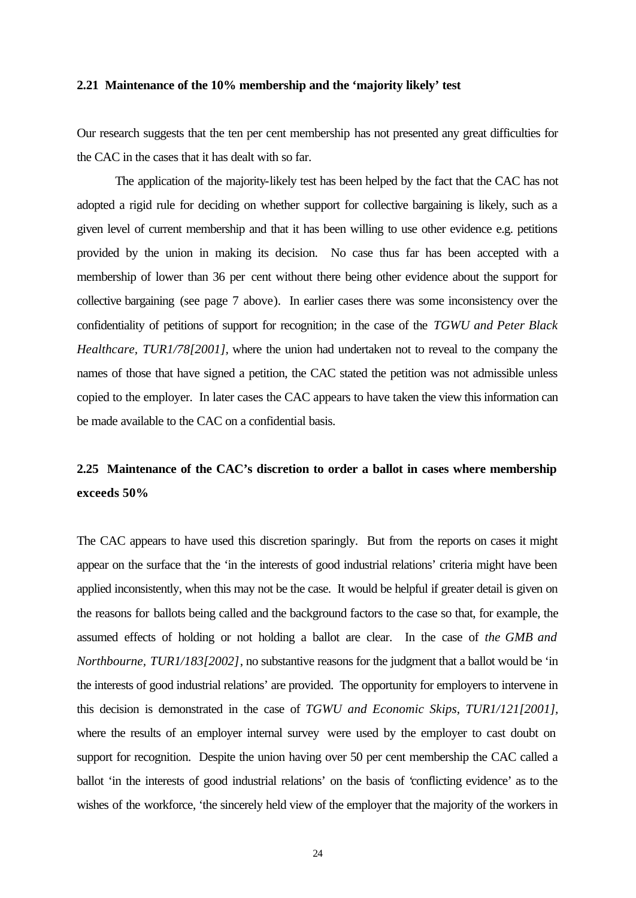### 2.21 Maintenance of the 10% membership and the 'majority likely' test

Our research suggests that the ten per cent membership has not presented any great difficulties for the CAC in the cases that it has dealt with so far.

The application of the majority-likely test has been helped by the fact that the CAC has not adopted a rigid rule for deciding on whether support for collective bargaining is likely, such as a given level of current membership and that it has been willing to use other evidence e.g. petitions provided by the union in making its decision. No case thus far has been accepted with a membership of lower than 36 per cent without there being other evidence about the support for collective bargaining (see page 7 above). In earlier cases there was some inconsistency over the confidentiality of petitions of support for recognition; in the case of the *TGWU and Peter Black Healthcare, TUR1/78[2001]*, where the union had undertaken not to reveal to the company the names of those that have signed a petition, the CAC stated the petition was not admissible unless copied to the employer. In later cases the CAC appears to have taken the view this information can be made available to the CAC on a confidential basis.

### 2.25 Maintenance of the CAC's discretion to order a ballot in cases where membership exceeds 50%

The CAC appears to have used this discretion sparingly. But from the reports on cases it might appear on the surface that the 'in the interests of good industrial relations' criteria might have been applied inconsistently, when this may not be the case. It would be helpful if greater detail is given on the reasons for ballots being called and the background factors to the case so that, for example, the assumed effects of holding or not holding a ballot are clear. In the case of *the GMB and Northbourne, TUR1/183[2002]*, no substantive reasons for the judgment that a ballot would be 'in the interests of good industrial relations' are provided. The opportunity for employers to intervene in this decision is demonstrated in the case of *TGWU and Economic Skips, TUR1/121[2001]*, where the results of an employer internal survey were used by the employer to cast doubt on support for recognition. Despite the union having over 50 per cent membership the CAC called a ballot 'in the interests of good industrial relations' on the basis of 'conflicting evidence' as to the wishes of the workforce, 'the sincerely held view of the employer that the majority of the workers in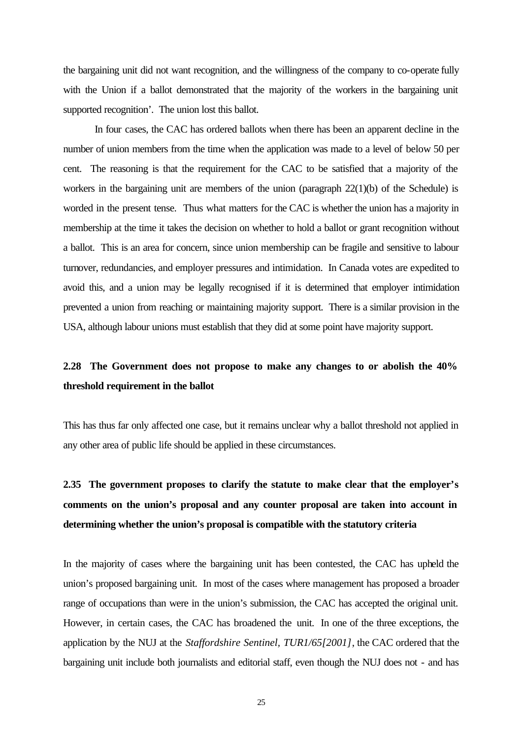the bargaining unit did not want recognition, and the willingness of the company to co-operate fully with the Union if a ballot demonstrated that the majority of the workers in the bargaining unit supported recognition'. The union lost this ballot.

In four cases, the CAC has ordered ballots when there has been an apparent decline in the number of union members from the time when the application was made to a level of below 50 per cent. The reasoning is that the requirement for the CAC to be satisfied that a majority of the workers in the bargaining unit are members of the union (paragraph 22(1)(b) of the Schedule) is worded in the present tense. Thus what matters for the CAC is whether the union has a majority in membership at the time it takes the decision on whether to hold a ballot or grant recognition without a ballot. This is an area for concern, since union membership can be fragile and sensitive to labour turnover, redundancies, and employer pressures and intimidation. In Canada votes are expedited to avoid this, and a union may be legally recognised if it is determined that employer intimidation prevented a union from reaching or maintaining majority support. There is a similar provision in the USA, although labour unions must establish that they did at some point have majority support.

**2.28 The Government does not propose to make any changes to or abolish the 40% threshold requirement in the ballot**

This has thus far only affected one case, but it remains unclear why a ballot threshold not applied in any other area of public life should be applied in these circumstances.

**2.35 The government proposes to clarify the statute to make clear that the employer's comments on the union's proposal and any counter proposal are taken into account in determining whether the union's proposal is compatible with the statutory criteria**

In the majority of cases where the bargaining unit has been contested, the CAC has upheld the union's proposed bargaining unit. In most of the cases where management has proposed a broader range of occupations than were in the union's submission, the CAC has accepted the original unit. However, in certain cases, the CAC has broadened the unit. In one of the three exceptions, the application by the NUJ at the *Staffordshire Sentinel*, *TUR1/65[2001]*, the CAC ordered that the bargaining unit include both journalists and editorial staff, even though the NUJ does not - and has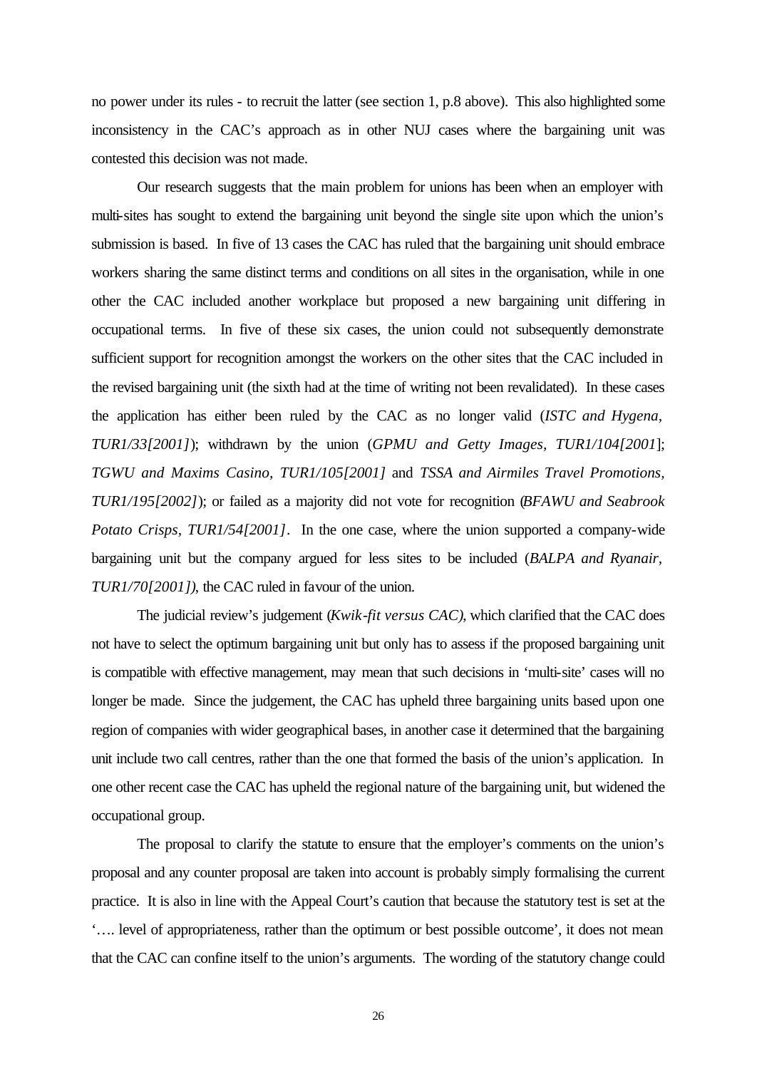no power under its rules - to recruit the latter (see section 1, p.8 above). This also highlighted some inconsistency in the CAC's approach as in other NUJ cases where the bargaining unit was contested this decision was not made.

Our research suggests that the main problem for unions has been when an employer with multi-sites has sought to extend the bargaining unit beyond the single site upon which the union's submission is based. In five of 13 cases the CAC has ruled that the bargaining unit should embrace workers sharing the same distinct terms and conditions on all sites in the organisation, while in one other the CAC included another workplace but proposed a new bargaining unit differing in occupational terms. In five of these six cases, the union could not subsequently demonstrate sufficient support for recognition amongst the workers on the other sites that the CAC included in the revised bargaining unit (the sixth had at the time of writing not been revalidated). In these cases the application has either been ruled by the CAC as no longer valid (*ISTC and Hygena, TUR1/33[2001]*); withdrawn by the union (*GPMU and Getty Images, TUR1/104[2001*]; *TGWU and Maxims Casino, TUR1/105[2001]* and *TSSA and Airmiles Travel Promotions, TUR1/195[2002]*); or failed as a majority did not vote for recognition (*BFAWU and Seabrook Potato Crisps, TUR1/54[2001]*. In the one case, where the union supported a company-wide bargaining unit but the company argued for less sites to be included (*BALPA and Ryanair, TUR1/70[2001]*), the CAC ruled in favour of the union.

The judicial review's judgement (*Kwik-fit versus CAC)*, which clarified that the CAC does not have to select the optimum bargaining unit but only has to assess if the proposed bargaining unit is compatible with effective management, may mean that such decisions in 'multi-site' cases will no longer be made. Since the judgement, the CAC has upheld three bargaining units based upon one region of companies with wider geographical bases, in another case it determined that the bargaining unit include two call centres, rather than the one that formed the basis of the union's application. In one other recent case the CAC has upheld the regional nature of the bargaining unit, but widened the occupational group.

The proposal to clarify the statute to ensure that the employer's comments on the union's proposal and any counter proposal are taken into account is probably simply formalising the current practice. It is also in line with the Appeal Court's caution that because the statutory test is set at the '…. level of appropriateness, rather than the optimum or best possible outcome', it does not mean that the CAC can confine itself to the union's arguments. The wording of the statutory change could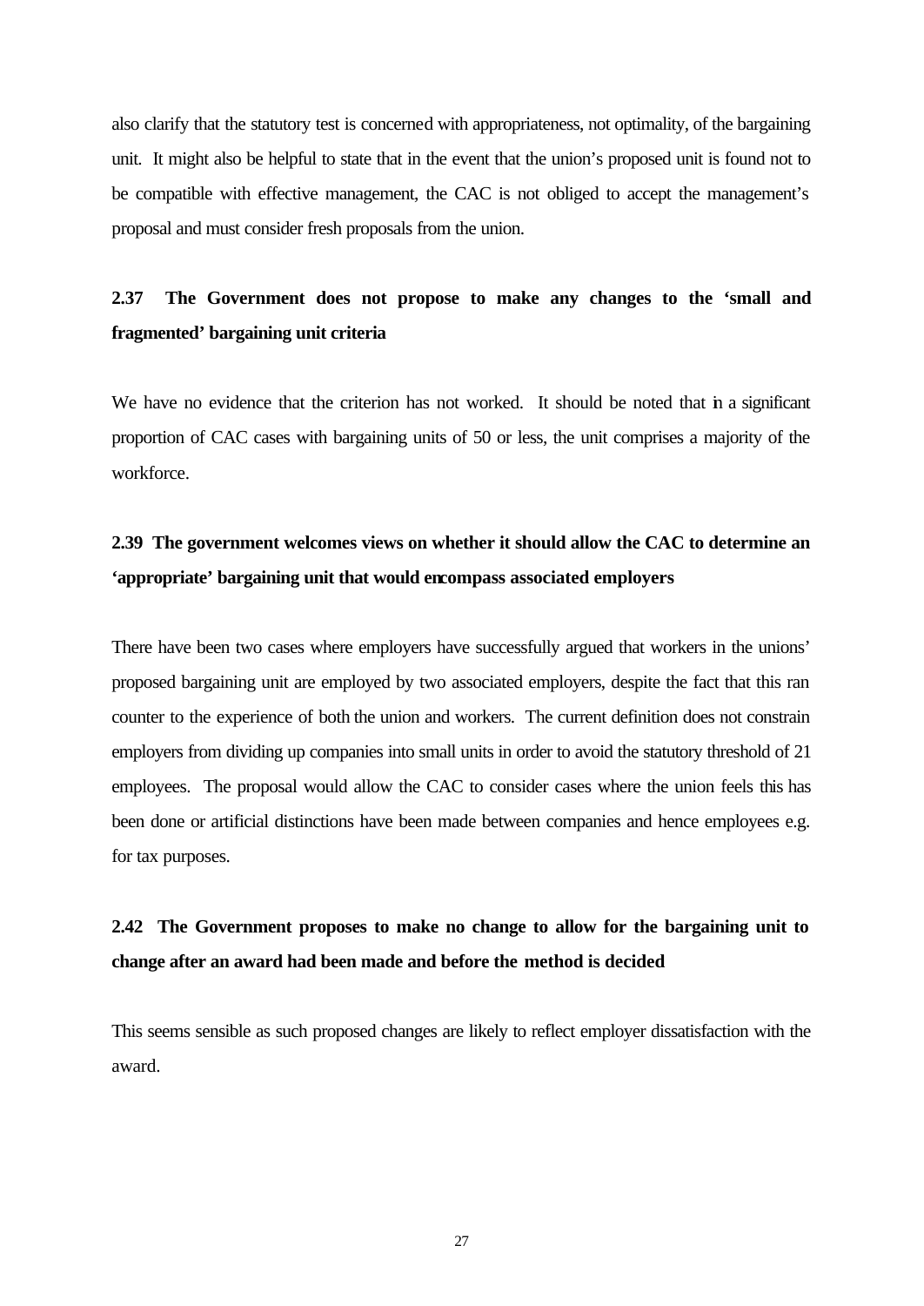also clarify that the statutory test is concerned with appropriateness, not optimality, of the bargaining unit. It might also be helpful to state that in the event that the union's proposed unit is found not to be compatible with effective management, the CAC is not obliged to accept the management's proposal and must consider fresh proposals from the union.

**2.37 The Government does not propose to make any changes to the 'small and fragmented' bargaining unit criteria**

We have no evidence that the criterion has not worked. It should be noted that in a significant proportion of CAC cases with bargaining units of 50 or less, the unit comprises a majority of the workforce.

**2.39 The government welcomes views on whether it should allow the CAC to determine an 'appropriate' bargaining unit that would encompass associated employers**

There have been two cases where employers have successfully argued that workers in the unions' proposed bargaining unit are employed by two associated employers, despite the fact that this ran counter to the experience of both the union and workers. The current definition does not constrain employers from dividing up companies into small units in order to avoid the statutory threshold of 21 employees. The proposal would allow the CAC to consider cases where the union feels this has been done or artificial distinctions have been made between companies and hence employees e.g. for tax purposes.

**2.42 The Government proposes to make no change to allow for the bargaining unit to change after an award had been made and before the method is decided**

This seems sensible as such proposed changes are likely to reflect employer dissatisfaction with the award.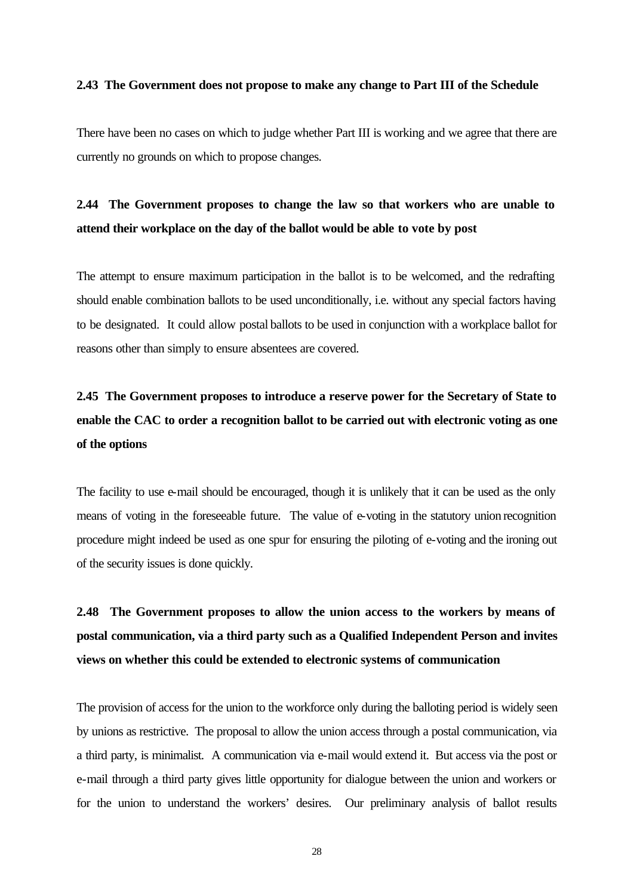**2.43 The Government does not propose to make any change to Part III of the Schedule**

There have been no cases on which to judge whether Part III is working and we agree that there are currently no grounds on which to propose changes.

**2.44 The Government proposes to change the law so that workers who are unable to attend their workplace on the day of the ballot would be able to vote by post**

The attempt to ensure maximum participation in the ballot is to be welcomed, and the redrafting should enable combination ballots to be used unconditionally, i.e. without any special factors having to be designated. It could allow postal ballots to be used in conjunction with a workplace ballot for reasons other than simply to ensure absentees are covered.

**2.45 The Government proposes to introduce a reserve power for the Secretary of State to enable the CAC to order a recognition ballot to be carried out with electronic voting as one of the options**

The facility to use e-mail should be encouraged, though it is unlikely that it can be used as the only means of voting in the foreseeable future. The value of e-voting in the statutory union recognition procedure might indeed be used as one spur for ensuring the piloting of e-voting and the ironing out of the security issues is done quickly.

**2.48 The Government proposes to allow the union access to the workers by means of postal communication, via a third party such as a Qualified Independent Person and invites views on whether this could be extended to electronic systems of communication**

The provision of access for the union to the workforce only during the balloting period is widely seen by unions as restrictive. The proposal to allow the union access through a postal communication, via a third party, is minimalist. A communication via e-mail would extend it. But access via the post or e-mail through a third party gives little opportunity for dialogue between the union and workers or for the union to understand the workers' desires. Our preliminary analysis of ballot results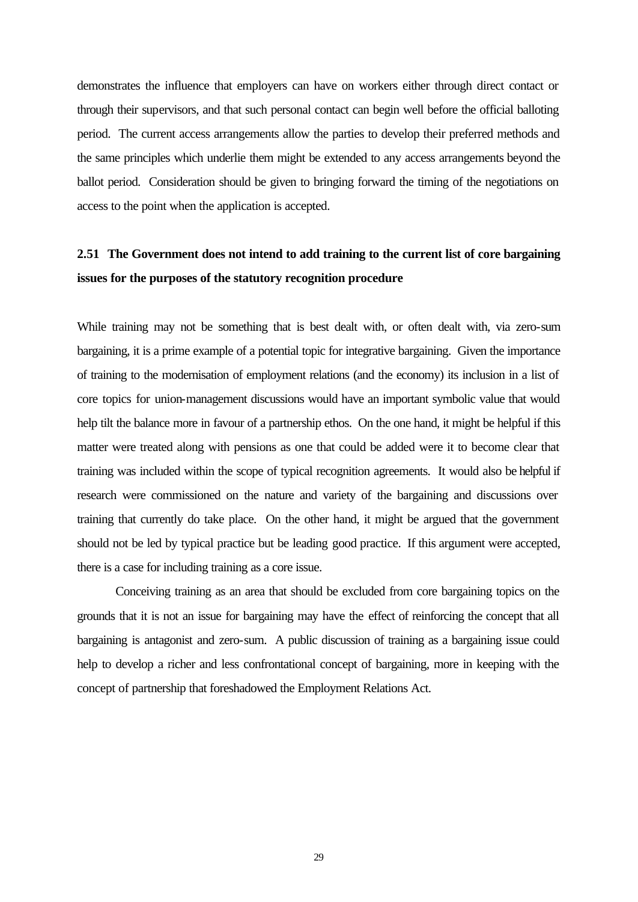demonstrates the influence that employers can have on workers either through direct contact or through their supervisors, and that such personal contact can begin well before the official balloting period. The current access arrangements allow the parties to develop their preferred methods and the same principles which underlie them might be extended to any access arrangements beyond the ballot period. Consideration should be given to bringing forward the timing of the negotiations on access to the point when the application is accepted.

**2.51 The Government does not intend to add training to the current list of core bargaining issues for the purposes of the statutory recognition procedure**

While training may not be something that is best dealt with, or often dealt with, via zero-sum bargaining, it is a prime example of a potential topic for integrative bargaining. Given the importance of training to the modernisation of employment relations (and the economy) its inclusion in a list of core topics for union-management discussions would have an important symbolic value that would help tilt the balance more in favour of a partnership ethos. On the one hand, it might be helpful if this matter were treated along with pensions as one that could be added were it to become clear that training was included within the scope of typical recognition agreements. It would also be helpful if research were commissioned on the nature and variety of the bargaining and discussions over training that currently do take place. On the other hand, it might be argued that the government should not be led by typical practice but be leading good practice. If this argument were accepted, there is a case for including training as a core issue.

Conceiving training as an area that should be excluded from core bargaining topics on the grounds that it is not an issue for bargaining may have the effect of reinforcing the concept that all bargaining is antagonist and zero-sum. A public discussion of training as a bargaining issue could help to develop a richer and less confrontational concept of bargaining, more in keeping with the concept of partnership that foreshadowed the Employment Relations Act.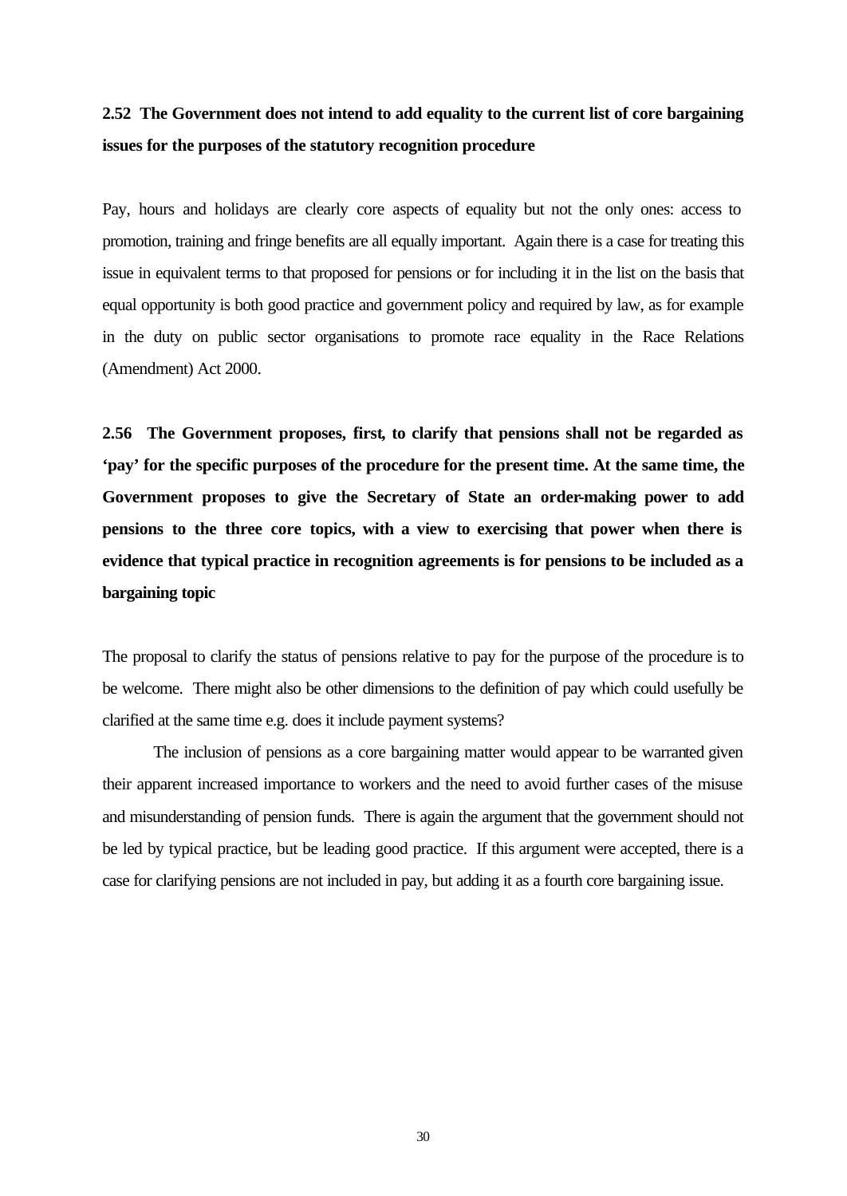**2.52 The Government does not intend to add equality to the current list of core bargaining issues for the purposes of the statutory recognition procedure**

Pay, hours and holidays are clearly core aspects of equality but not the only ones: access to promotion, training and fringe benefits are all equally important. Again there is a case for treating this issue in equivalent terms to that proposed for pensions or for including it in the list on the basis that equal opportunity is both good practice and government policy and required by law, as for example in the duty on public sector organisations to promote race equality in the Race Relations (Amendment) Act 2000.

**2.56 The Government proposes, first, to clarify that pensions shall not be regarded as 'pay' for the specific purposes of the procedure for the present time. At the same time, the Government proposes to give the Secretary of State an order-making power to add pensions to the three core topics, with a view to exercising that power when there is evidence that typical practice in recognition agreements is for pensions to be included as a bargaining topic**

The proposal to clarify the status of pensions relative to pay for the purpose of the procedure is to be welcome. There might also be other dimensions to the definition of pay which could usefully be clarified at the same time e.g. does it include payment systems?

The inclusion of pensions as a core bargaining matter would appear to be warranted given their apparent increased importance to workers and the need to avoid further cases of the misuse and misunderstanding of pension funds. There is again the argument that the government should not be led by typical practice, but be leading good practice. If this argument were accepted, there is a case for clarifying pensions are not included in pay, but adding it as a fourth core bargaining issue.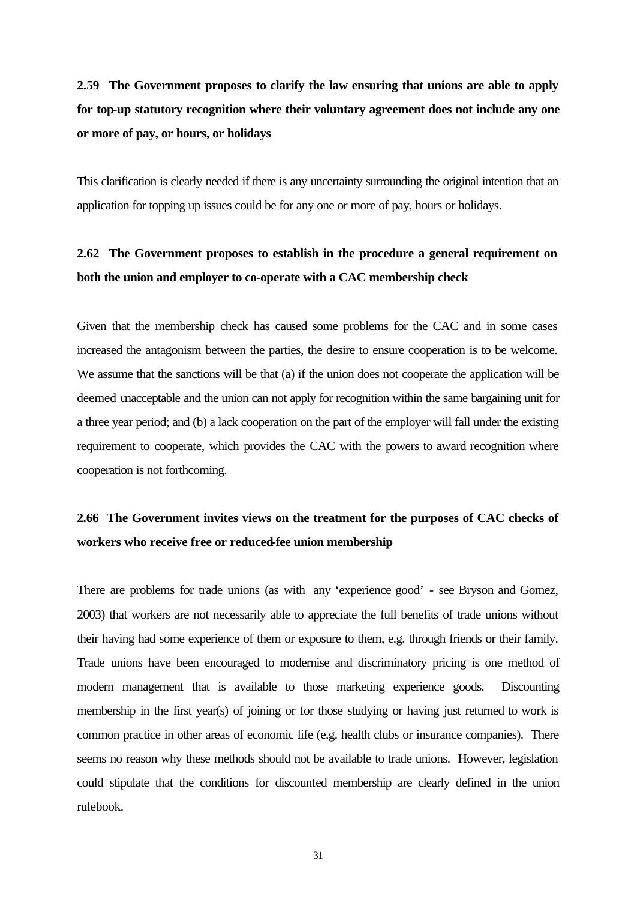**2.59 The Government proposes to clarify the law ensuring that unions are able to apply for top-up statutory recognition where their voluntary agreement does not include any one or more of pay, or hours, or holidays**

This clarification is clearly needed if there is any uncertainty surrounding the original intention that an application for topping up issues could be for any one or more of pay, hours or holidays.

**2.62 The Government proposes to establish in the procedure a general requirement on both the union and employer to co-operate with a CAC membership check**

Given that the membership check has caused some problems for the CAC and in some cases increased the antagonism between the parties, the desire to ensure cooperation is to be welcome. We assume that the sanctions will be that (a) if the union does not cooperate the application will be deemed unacceptable and the union can not apply for recognition within the same bargaining unit for a three year period; and (b) a lack cooperation on the part of the employer will fall under the existing requirement to cooperate, which provides the CAC with the powers to award recognition where cooperation is not forthcoming.

**2.66 The Government invites views on the treatment for the purposes of CAC checks of workers who receive free or reduced-fee union membership**

There are problems for trade unions (as with any 'experience good' - see Bryson and Gomez, 2003) that workers are not necessarily able to appreciate the full benefits of trade unions without their having had some experience of them or exposure to them, e.g. through friends or their family. Trade unions have been encouraged to modernise and discriminatory pricing is one method of modern management that is available to those marketing experience goods. Discounting membership in the first year(s) of joining or for those studying or having just returned to work is common practice in other areas of economic life (e.g. health clubs or insurance companies). There seems no reason why these methods should not be available to trade unions. However, legislation could stipulate that the conditions for discounted membership are clearly defined in the union rulebook.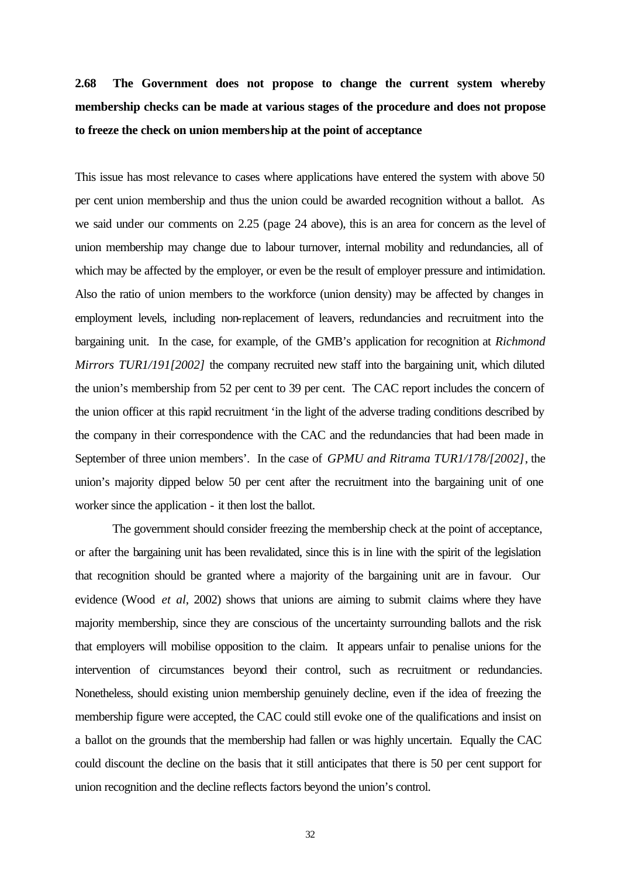**2.68 The Government does not propose to change the current system whereby membership checks can be made at various stages of the procedure and does not propose to freeze the check on union membership at the point of acceptance**

This issue has most relevance to cases where applications have entered the system with above 50 per cent union membership and thus the union could be awarded recognition without a ballot. As we said under our comments on 2.25 (page 24 above), this is an area for concern as the level of union membership may change due to labour turnover, internal mobility and redundancies, all of which may be affected by the employer, or even be the result of employer pressure and intimidation. Also the ratio of union members to the workforce (union density) may be affected by changes in employment levels, including non-replacement of leavers, redundancies and recruitment into the bargaining unit. In the case, for example, of the GMB's application for recognition at *Richmond Mirrors TUR1/191[2002]* the company recruited new staff into the bargaining unit, which diluted the union's membership from 52 per cent to 39 per cent. The CAC report includes the concern of the union officer at this rapid recruitment 'in the light of the adverse trading conditions described by the company in their correspondence with the CAC and the redundancies that had been made in September of three union members'. In the case of *GPMU and Ritrama TUR1/178/[2002]*, the union's majority dipped below 50 per cent after the recruitment into the bargaining unit of one worker since the application - it then lost the ballot.

The government should consider freezing the membership check at the point of acceptance, or after the bargaining unit has been revalidated, since this is in line with the spirit of the legislation that recognition should be granted where a majority of the bargaining unit are in favour. Our evidence (Wood *et al*, 2002) shows that unions are aiming to submit claims where they have majority membership, since they are conscious of the uncertainty surrounding ballots and the risk that employers will mobilise opposition to the claim. It appears unfair to penalise unions for the intervention of circumstances beyond their control, such as recruitment or redundancies. Nonetheless, should existing union membership genuinely decline, even if the idea of freezing the membership figure were accepted, the CAC could still evoke one of the qualifications and insist on a ballot on the grounds that the membership had fallen or was highly uncertain. Equally the CAC could discount the decline on the basis that it still anticipates that there is 50 per cent support for union recognition and the decline reflects factors beyond the union's control.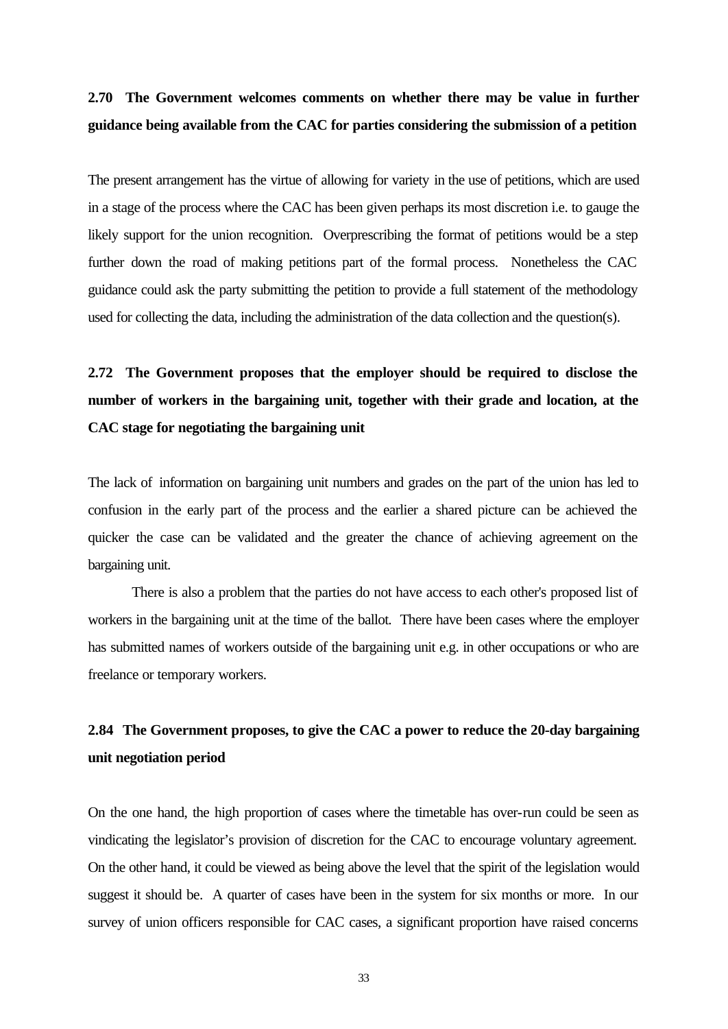**2.70 The Government welcomes comments on whether there may be value in further guidance being available from the CAC for parties considering the submission of a petition**

The present arrangement has the virtue of allowing for variety in the use of petitions, which are used in a stage of the process where the CAC has been given perhaps its most discretion i.e. to gauge the likely support for the union recognition. Overprescribing the format of petitions would be a step further down the road of making petitions part of the formal process. Nonetheless the CAC guidance could ask the party submitting the petition to provide a full statement of the methodology used for collecting the data, including the administration of the data collection and the question(s).

**2.72 The Government proposes that the employer should be required to disclose the number of workers in the bargaining unit, together with their grade and location, at the CAC stage for negotiating the bargaining unit**

The lack of information on bargaining unit numbers and grades on the part of the union has led to confusion in the early part of the process and the earlier a shared picture can be achieved the quicker the case can be validated and the greater the chance of achieving agreement on the bargaining unit.

There is also a problem that the parties do not have access to each other's proposed list of workers in the bargaining unit at the time of the ballot. There have been cases where the employer has submitted names of workers outside of the bargaining unit e.g. in other occupations or who are freelance or temporary workers.

**2.84 The Government proposes, to give the CAC a power to reduce the 20-day bargaining unit negotiation period**

On the one hand, the high proportion of cases where the timetable has over-run could be seen as vindicating the legislator's provision of discretion for the CAC to encourage voluntary agreement. On the other hand, it could be viewed as being above the level that the spirit of the legislation would suggest it should be. A quarter of cases have been in the system for six months or more. In our survey of union officers responsible for CAC cases, a significant proportion have raised concerns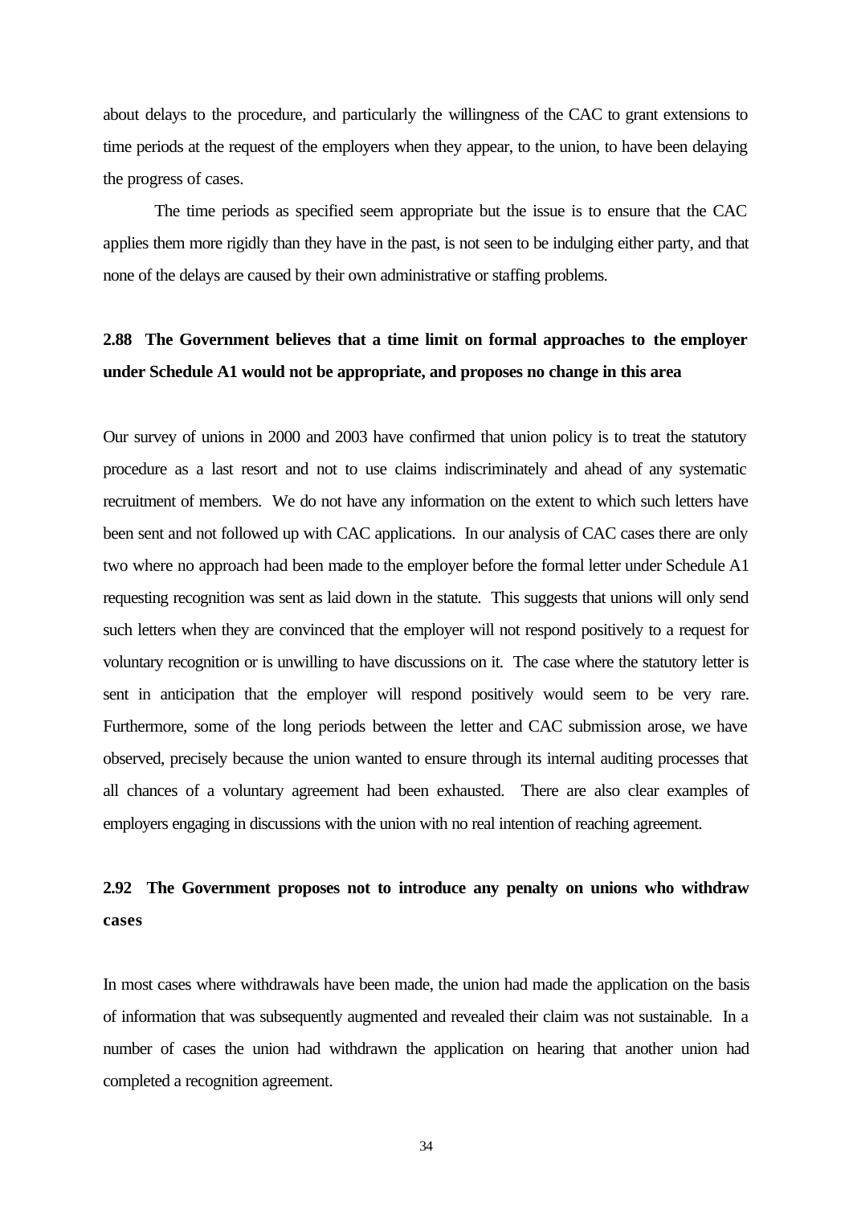about delays to the procedure, and particularly the willingness of the CAC to grant extensions to time periods at the request of the employers when they appear, to the union, to have been delaying the progress of cases.

The time periods as specified seem appropriate but the issue is to ensure that the CAC applies them more rigidly than they have in the past, is not seen to be indulging either party, and that none of the delays are caused by their own administrative or staffing problems.

**2.88 The Government believes that a time limit on formal approaches to the employer under Schedule A1 would not be appropriate, and proposes no change in this area**

Our survey of unions in 2000 and 2003 have confirmed that union policy is to treat the statutory procedure as a last resort and not to use claims indiscriminately and ahead of any systematic recruitment of members. We do not have any information on the extent to which such letters have been sent and not followed up with CAC applications. In our analysis of CAC cases there are only two where no approach had been made to the employer before the formal letter under Schedule A1 requesting recognition was sent as laid down in the statute. This suggests that unions will only send such letters when they are convinced that the employer will not respond positively to a request for voluntary recognition or is unwilling to have discussions on it. The case where the statutory letter is sent in anticipation that the employer will respond positively would seem to be very rare. Furthermore, some of the long periods between the letter and CAC submission arose, we have observed, precisely because the union wanted to ensure through its internal auditing processes that all chances of a voluntary agreement had been exhausted. There are also clear examples of employers engaging in discussions with the union with no real intention of reaching agreement.

**2.92 The Government proposes not to introduce any penalty on unions who withdraw cases**

In most cases where withdrawals have been made, the union had made the application on the basis of information that was subsequently augmented and revealed their claim was not sustainable. In a number of cases the union had withdrawn the application on hearing that another union had completed a recognition agreement.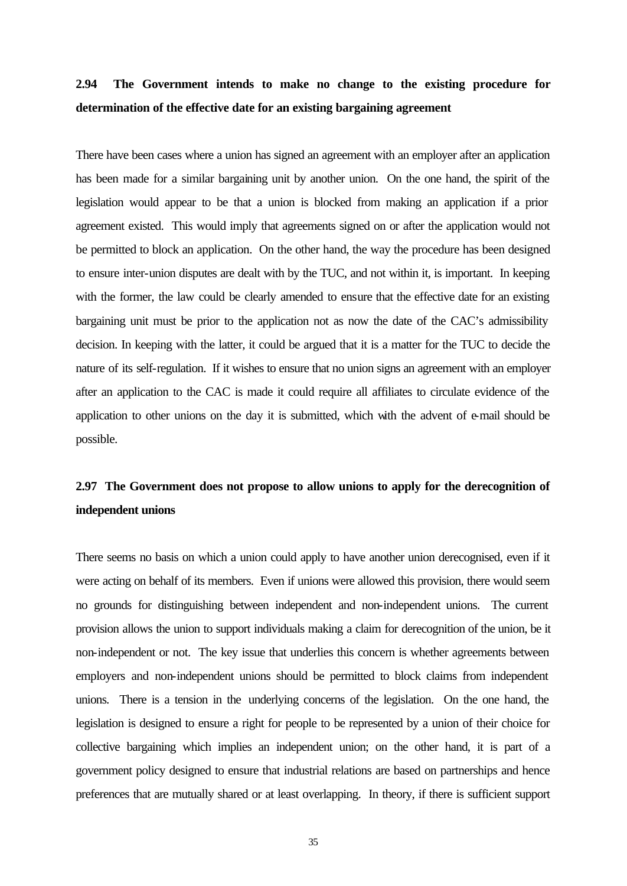**2.94 The Government intends to make no change to the existing procedure for determination of the effective date for an existing bargaining agreement**

There have been cases where a union has signed an agreement with an employer after an application has been made for a similar bargaining unit by another union. On the one hand, the spirit of the legislation would appear to be that a union is blocked from making an application if a prior agreement existed. This would imply that agreements signed on or after the application would not be permitted to block an application. On the other hand, the way the procedure has been designed to ensure inter-union disputes are dealt with by the TUC, and not within it, is important. In keeping with the former, the law could be clearly amended to ensure that the effective date for an existing bargaining unit must be prior to the application not as now the date of the CAC's admissibility decision. In keeping with the latter, it could be argued that it is a matter for the TUC to decide the nature of its self-regulation. If it wishes to ensure that no union signs an agreement with an employer after an application to the CAC is made it could require all affiliates to circulate evidence of the application to other unions on the day it is submitted, which with the advent of e-mail should be possible.

**2.97 The Government does not propose to allow unions to apply for the derecognition of independent unions**

There seems no basis on which a union could apply to have another union derecognised, even if it were acting on behalf of its members. Even if unions were allowed this provision, there would seem no grounds for distinguishing between independent and non-independent unions. The current provision allows the union to support individuals making a claim for derecognition of the union, be it non-independent or not. The key issue that underlies this concern is whether agreements between employers and non-independent unions should be permitted to block claims from independent unions. There is a tension in the underlying concerns of the legislation. On the one hand, the legislation is designed to ensure a right for people to be represented by a union of their choice for collective bargaining which implies an independent union; on the other hand, it is part of a government policy designed to ensure that industrial relations are based on partnerships and hence preferences that are mutually shared or at least overlapping. In theory, if there is sufficient support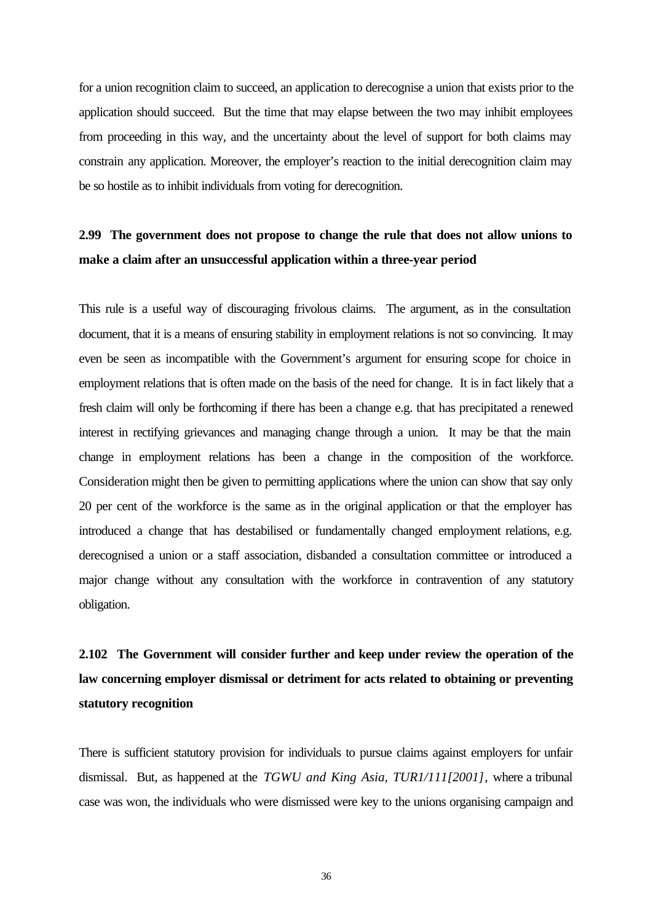for a union recognition claim to succeed, an application to derecognise a union that exists prior to the application should succeed. But the time that may elapse between the two may inhibit employees from proceeding in this way, and the uncertainty about the level of support for both claims may constrain any application. Moreover, the employer's reaction to the initial derecognition claim may be so hostile as to inhibit individuals from voting for derecognition.

**2.99 The government does not propose to change the rule that does not allow unions to make a claim after an unsuccessful application within a three-year period**

This rule is a useful way of discouraging frivolous claims. The argument, as in the consultation document, that it is a means of ensuring stability in employment relations is not so convincing. It may even be seen as incompatible with the Government's argument for ensuring scope for choice in employment relations that is often made on the basis of the need for change. It is in fact likely that a fresh claim will only be forthcoming if there has been a change e.g. that has precipitated a renewed interest in rectifying grievances and managing change through a union. It may be that the main change in employment relations has been a change in the composition of the workforce. Consideration might then be given to permitting applications where the union can show that say only 20 per cent of the workforce is the same as in the original application or that the employer has introduced a change that has destabilised or fundamentally changed employment relations, e.g. derecognised a union or a staff association, disbanded a consultation committee or introduced a major change without any consultation with the workforce in contravention of any statutory obligation.

**2.102 The Government will consider further and keep under review the operation of the law concerning employer dismissal or detriment for acts related to obtaining or preventing statutory recognition**

There is sufficient statutory provision for individuals to pursue claims against employers for unfair dismissal. But, as happened at the *TGWU and King Asia, TUR1/111[2001]*, where a tribunal case was won, the individuals who were dismissed were key to the unions organising campaign and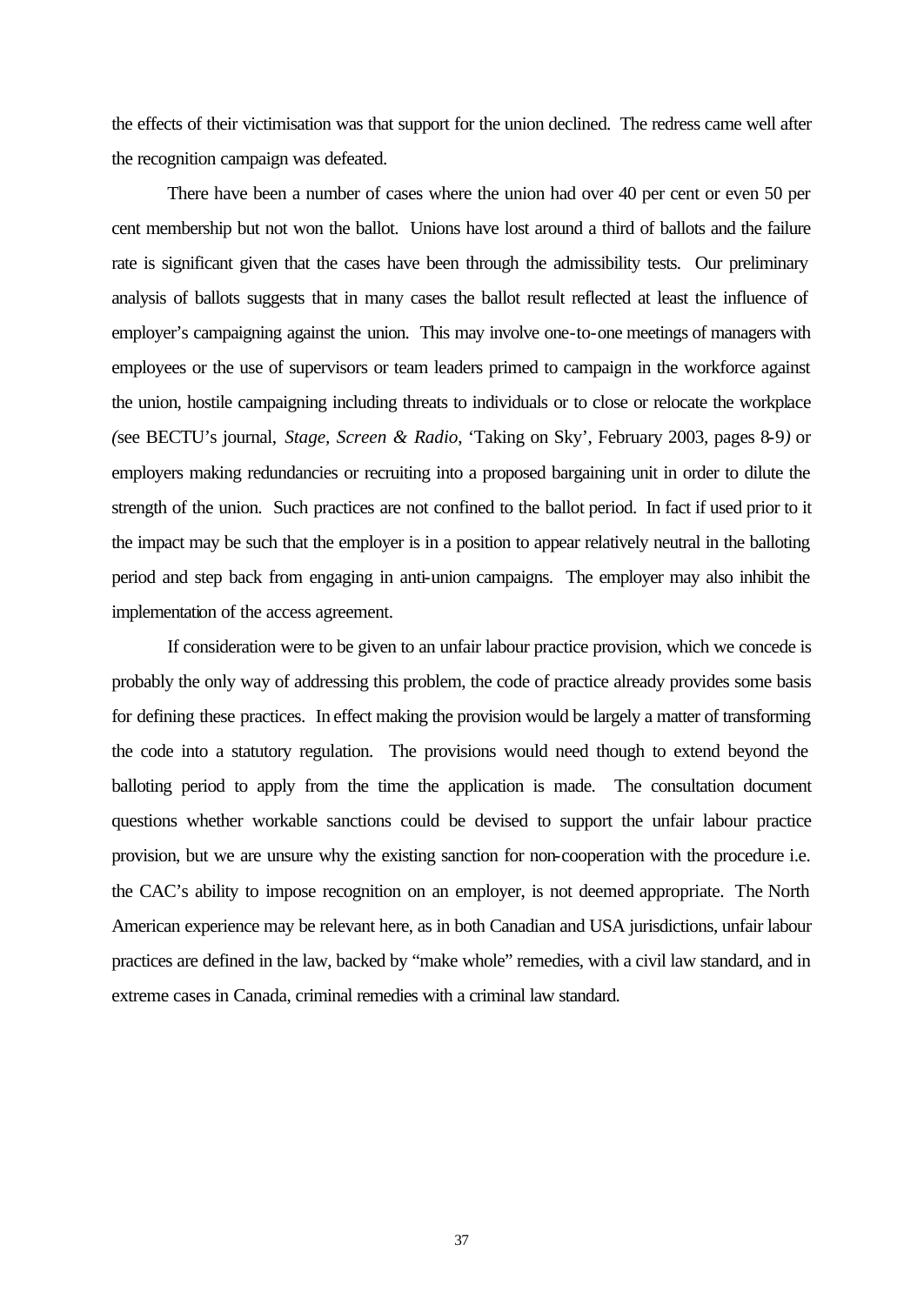the effects of their victimisation was that support for the union declined. The redress came well after the recognition campaign was defeated.

There have been a number of cases where the union had over 40 per cent or even 50 per cent membership but not won the ballot. Unions have lost around a third of ballots and the failure rate is significant given that the cases have been through the admissibility tests. Our preliminary analysis of ballots suggests that in many cases the ballot result reflected at least the influence of employer's campaigning against the union. This may involve one-to-one meetings of managers with employees or the use of supervisors or team leaders primed to campaign in the workforce against the union, hostile campaigning including threats to individuals or to close or relocate the workplace (see BECTU's journal, *Stage, Screen & Radio*, 'Taking on Sky', February 2003, pages 8-9) or employers making redundancies or recruiting into a proposed bargaining unit in order to dilute the strength of the union. Such practices are not confined to the ballot period. In fact if used prior to it the impact may be such that the employer is in a position to appear relatively neutral in the balloting period and step back from engaging in anti-union campaigns. The employer may also inhibit the implementation of the access agreement.

If consideration were to be given to an unfair labour practice provision, which we concede is probably the only way of addressing this problem, the code of practice already provides some basis for defining these practices. In effect making the provision would be largely a matter of transforming the code into a statutory regulation. The provisions would need though to extend beyond the balloting period to apply from the time the application is made. The consultation document questions whether workable sanctions could be devised to support the unfair labour practice provision, but we are unsure why the existing sanction for non-cooperation with the procedure i.e. the CAC's ability to impose recognition on an employer, is not deemed appropriate. The North American experience may be relevant here, as in both Canadian and USA jurisdictions, unfair labour practices are defined in the law, backed by "make whole" remedies, with a civil law standard, and in extreme cases in Canada, criminal remedies with a criminal law standard.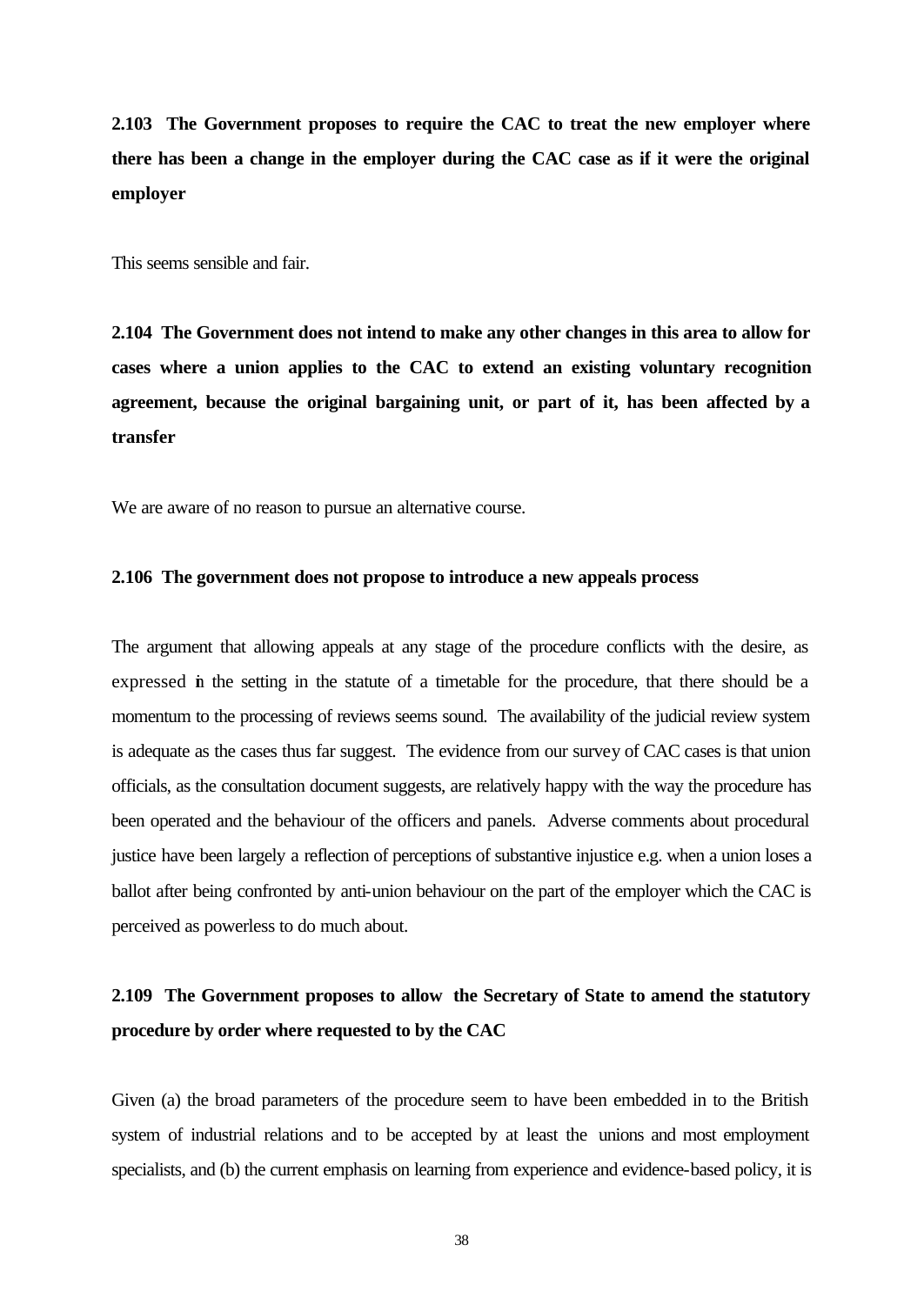**2.103 The Government proposes to require the CAC to treat the new employer where there has been a change in the employer during the CAC case as if it were the original employer**

This seems sensible and fair.

**2.104 The Government does not intend to make any other changes in this area to allow for cases where a union applies to the CAC to extend an existing voluntary recognition agreement, because the original bargaining unit, or part of it, has been affected by a transfer**

We are aware of no reason to pursue an alternative course.

**2.106 The government does not propose to introduce a new appeals process**

The argument that allowing appeals at any stage of the procedure conflicts with the desire, as expressed in the setting in the statute of a timetable for the procedure, that there should be a momentum to the processing of reviews seems sound. The availability of the judicial review system is adequate as the cases thus far suggest. The evidence from our survey of CAC cases is that union officials, as the consultation document suggests, are relatively happy with the way the procedure has been operated and the behaviour of the officers and panels. Adverse comments about procedural justice have been largely a reflection of perceptions of substantive injustice e.g. when a union loses a ballot after being confronted by anti-union behaviour on the part of the employer which the CAC is perceived as powerless to do much about.

**2.109 The Government proposes to allow the Secretary of State to amend the statutory procedure by order where requested to by the CAC**

Given (a) the broad parameters of the procedure seem to have been embedded in to the British system of industrial relations and to be accepted by at least the unions and most employment specialists, and (b) the current emphasis on learning from experience and evidence-based policy, it is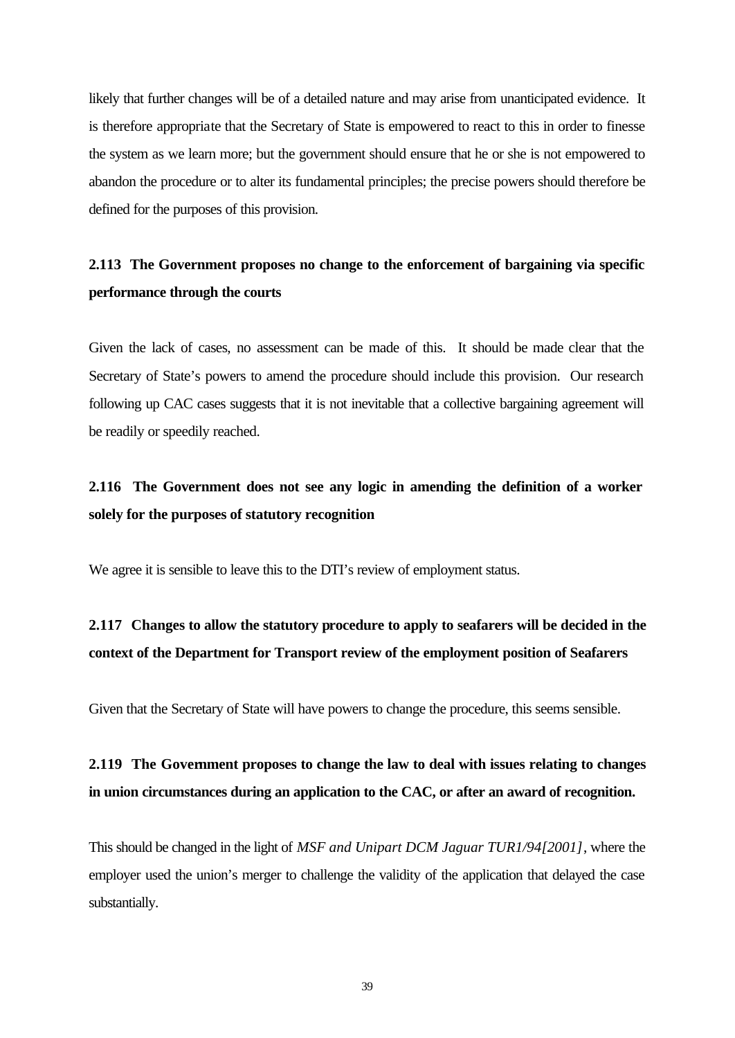likely that further changes will be of a detailed nature and may arise from unanticipated evidence. It is therefore appropriate that the Secretary of State is empowered to react to this in order to finesse the system as we learn more; but the government should ensure that he or she is not empowered to abandon the procedure or to alter its fundamental principles; the precise powers should therefore be defined for the purposes of this provision.

**2.113 The Government proposes no change to the enforcement of bargaining via specific performance through the courts**

Given the lack of cases, no assessment can be made of this. It should be made clear that the Secretary of State's powers to amend the procedure should include this provision. Our research following up CAC cases suggests that it is not inevitable that a collective bargaining agreement will be readily or speedily reached.

**2.116 The Government does not see any logic in amending the definition of a worker solely for the purposes of statutory recognition**

We agree it is sensible to leave this to the DTI's review of employment status.

**2.117 Changes to allow the statutory procedure to apply to seafarers will be decided in the context of the Department for Transport review of the employment position of Seafarers**

Given that the Secretary of State will have powers to change the procedure, this seems sensible.

**2.119 The Government proposes to change the law to deal with issues relating to changes in union circumstances during an application to the CAC, or after an award of recognition.**

This should be changed in the light of *MSF and Unipart DCM Jaguar TUR1/94[2001]*, where the employer used the union's merger to challenge the validity of the application that delayed the case substantially.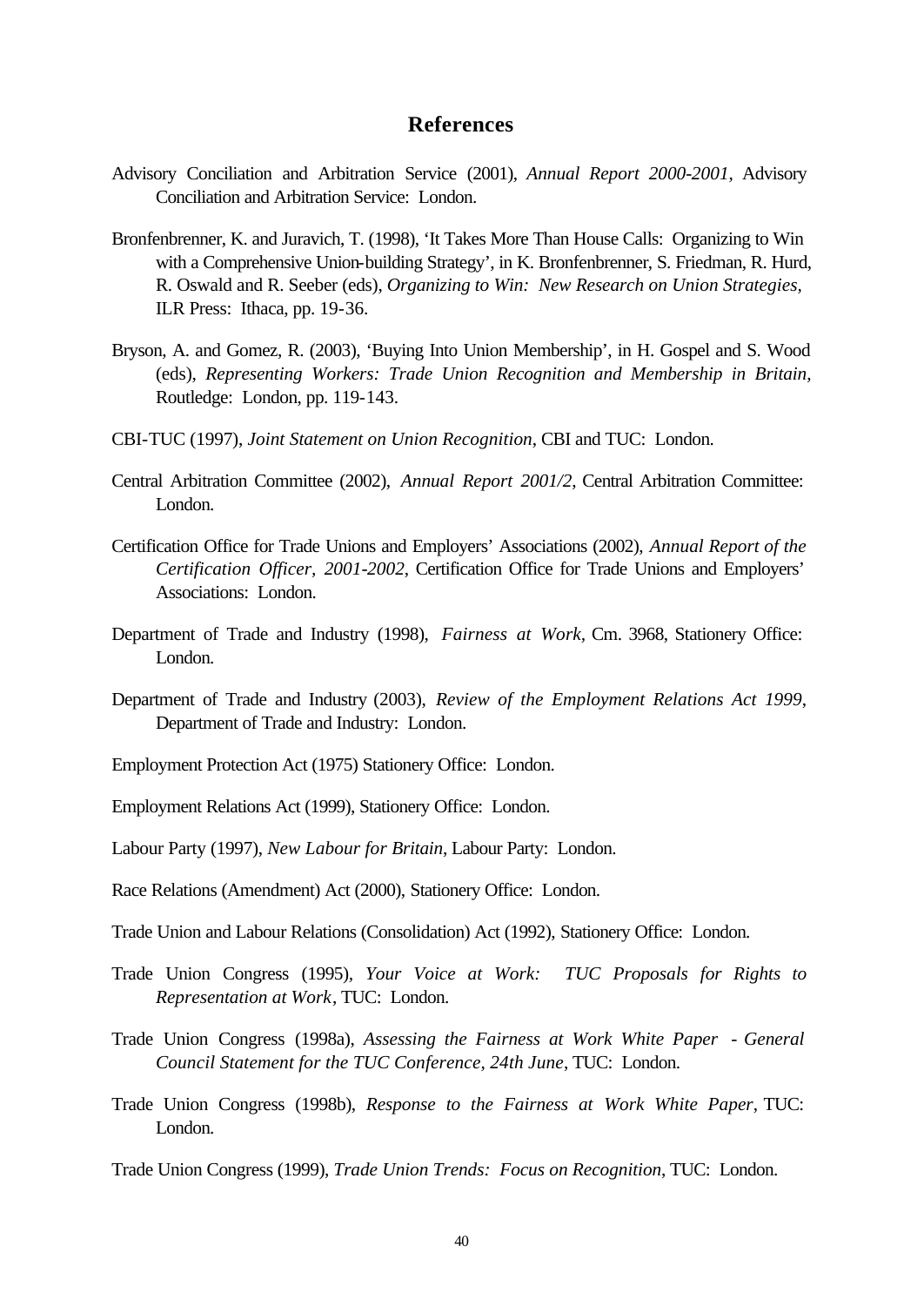# References

Advisory Conciliation and Arbitration Service (2001), *Annual Report 2000-2001*, Advisory Conciliation and Arbitration Service: London.

Bronfenbrenner, K. and Juravich, T. (1998), 'It Takes More Than House Calls: Organizing to Win with a Comprehensive Union-building Strategy', in K. Bronfenbrenner, S. Friedman, R. Hurd, R. Oswald and R. Seeber (eds), *Organizing to Win: New Research on Union Strategies*, ILR Press: Ithaca, pp. 19-36.

Bryson, A. and Gomez, R. (2003), 'Buying Into Union Membership', in H. Gospel and S. Wood (eds), *Representing Workers: Trade Union Recognition and Membership in Britain*, Routledge: London, pp. 119-143.

CBI-TUC (1997), *Joint Statement on Union Recognition*, CBI and TUC: London.

Central Arbitration Committee (2002), *Annual Report 2001/2*, Central Arbitration Committee: London.

Certification Office for Trade Unions and Employers' Associations (2002), *Annual Report of the Certification Officer, 2001-2002*, Certification Office for Trade Unions and Employers' Associations: London.

Department of Trade and Industry (1998), *Fairness at Work*, Cm. 3968, Stationery Office: London.

Department of Trade and Industry (2003), *Review of the Employment Relations Act 1999*, Department of Trade and Industry: London.

Employment Protection Act (1975) Stationery Office: London.

Employment Relations Act (1999), Stationery Office: London.

Labour Party (1997), *New Labour for Britain*, Labour Party: London.

Race Relations (Amendment) Act (2000), Stationery Office: London.

Trade Union and Labour Relations (Consolidation) Act (1992), Stationery Office: London.

Trade Union Congress (1995), *Your Voice at Work: TUC Proposals for Rights to Representation at Work*, TUC: London.

Trade Union Congress (1998a), *Assessing the Fairness at Work White Paper - General Council Statement for the TUC Conference, 24th June*, TUC: London.

Trade Union Congress (1998b), *Response to the Fairness at Work White Paper*, TUC: London.

Trade Union Congress (1999), *Trade Union Trends: Focus on Recognition*, TUC: London.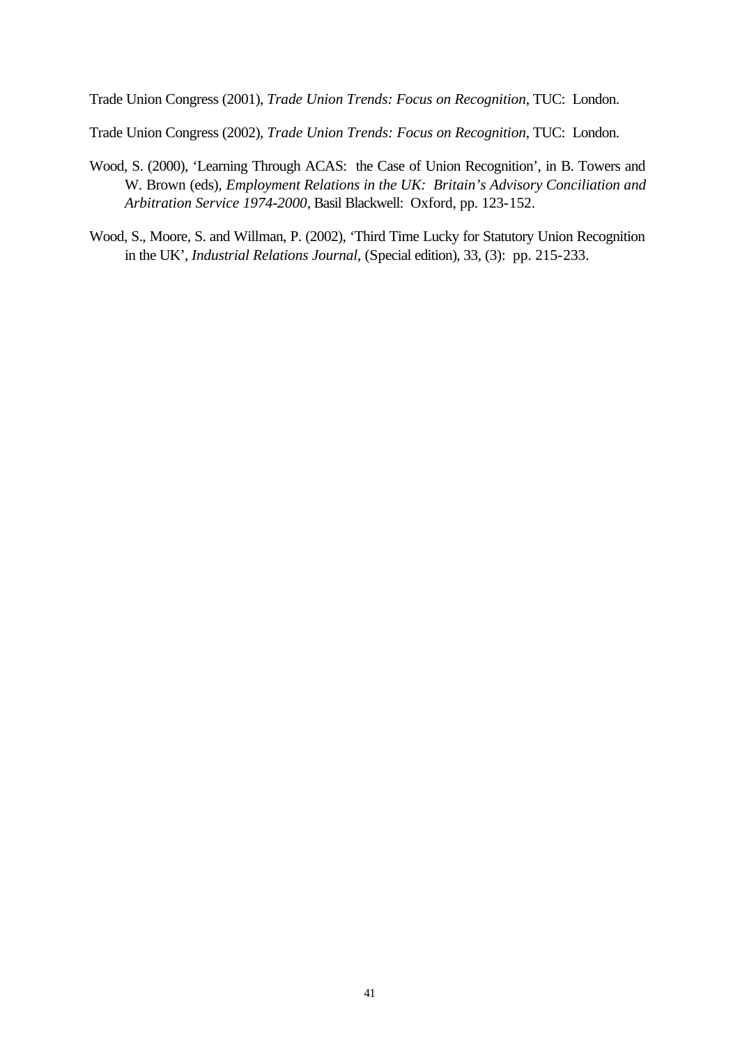Trade Union Congress (2001), *Trade Union Trends: Focus on Recognition*, TUC: London.

Trade Union Congress (2002), *Trade Union Trends: Focus on Recognition*, TUC: London.

Wood, S. (2000), 'Learning Through ACAS: the Case of Union Recognition', in B. Towers and W. Brown (eds), *Employment Relations in the UK: Britain's Advisory Conciliation and Arbitration Service 1974-2000*, Basil Blackwell: Oxford, pp. 123-152.

Wood, S., Moore, S. and Willman, P. (2002), 'Third Time Lucky for Statutory Union Recognition in the UK', *Industrial Relations Journal*, (Special edition), 33, (3): pp. 215-233.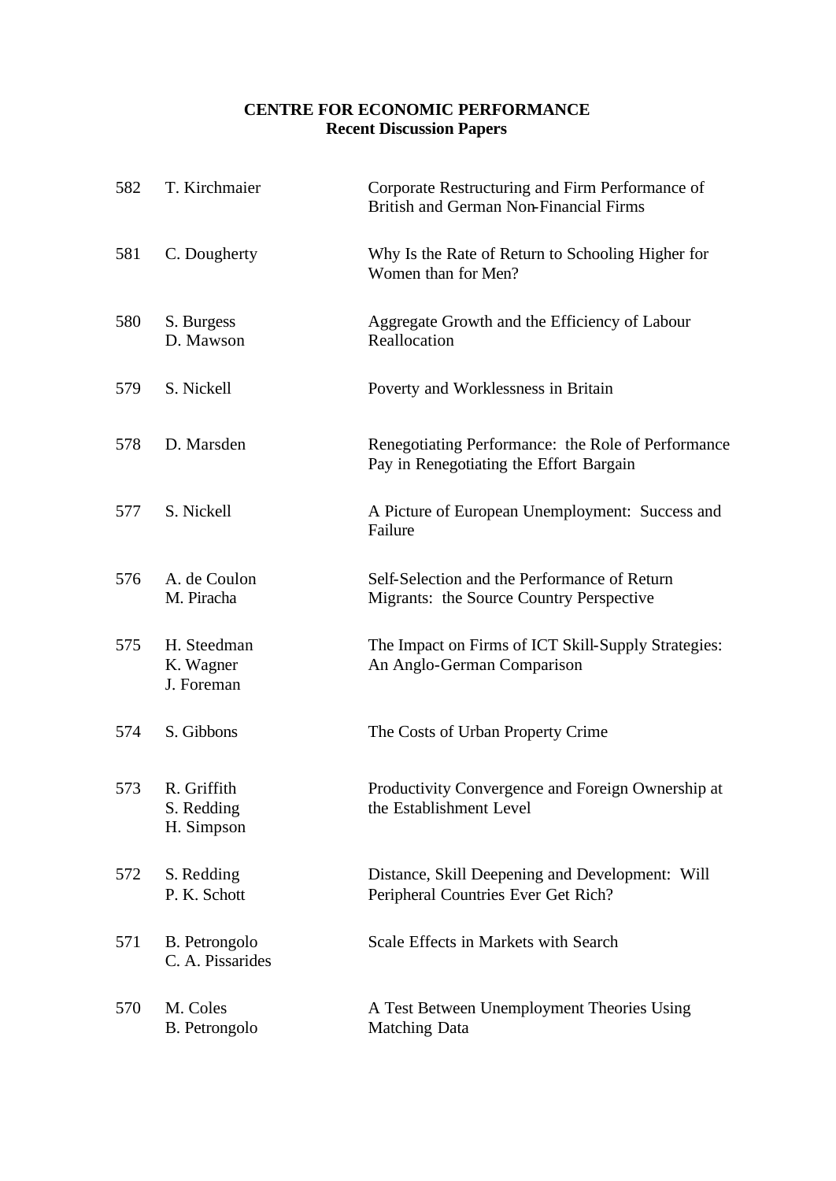**CENTRE FOR ECONOMIC PERFORMANCE**
**Recent Discussion Papers**

| | | |
|---|---|---|
| 582 | T. Kirchmaier | Corporate Restructuring and Firm Performance of British and German Non-Financial Firms |
| 581 | C. Dougherty | Why Is the Rate of Return to Schooling Higher for Women than for Men? |
| 580 | S. Burgess<br>D. Mawson | Aggregate Growth and the Efficiency of Labour Reallocation |
| 579 | S. Nickell | Poverty and Worklessness in Britain |
| 578 | D. Marsden | Renegotiating Performance: the Role of Performance Pay in Renegotiating the Effort Bargain |
| 577 | S. Nickell | A Picture of European Unemployment: Success and Failure |
| 576 | A. de Coulon<br>M. Piracha | Self-Selection and the Performance of Return Migrants: the Source Country Perspective |
| 575 | H. Steedman<br>K. Wagner<br>J. Foreman | The Impact on Firms of ICT Skill-Supply Strategies: An Anglo-German Comparison |
| 574 | S. Gibbons | The Costs of Urban Property Crime |
| 573 | R. Griffith<br>S. Redding<br>H. Simpson | Productivity Convergence and Foreign Ownership at the Establishment Level |
| 572 | S. Redding<br>P. K. Schott | Distance, Skill Deepening and Development: Will Peripheral Countries Ever Get Rich? |
| 571 | B. Petrongolo<br>C. A. Pissarides | Scale Effects in Markets with Search |
| 570 | M. Coles<br>B. Petrongolo | A Test Between Unemployment Theories Using Matching Data |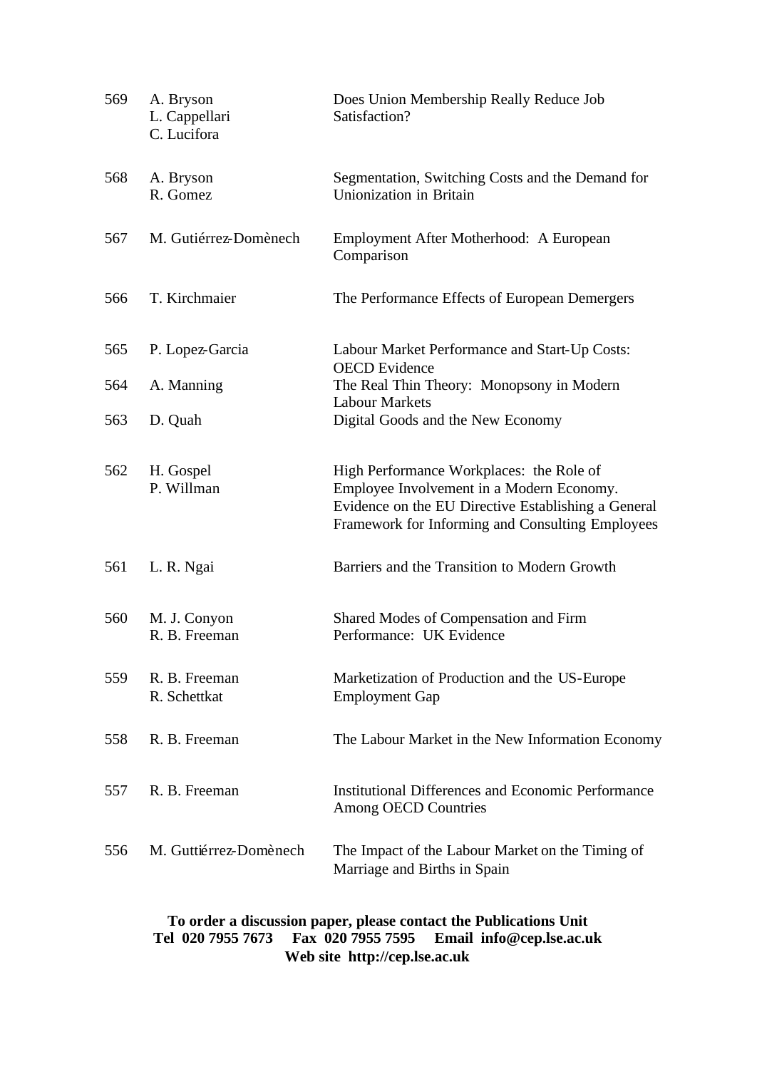| | | |
|---|---|---|
| 569 | A. Bryson<br>L. Cappellari<br>C. Lucifora | Does Union Membership Really Reduce Job Satisfaction? |
| 568 | A. Bryson<br>R. Gomez | Segmentation, Switching Costs and the Demand for Unionization in Britain |
| 567 | M. Gutiérrez-Domènech | Employment After Motherhood: A European Comparison |
| 566 | T. Kirchmaier | The Performance Effects of European Demergers |
| 565 | P. Lopez-Garcia | Labour Market Performance and Start-Up Costs: OECD Evidence |
| 564 | A. Manning | The Real Thin Theory: Monopsony in Modern Labour Markets |
| 563 | D. Quah | Digital Goods and the New Economy |
| 562 | H. Gospel<br>P. Willman | High Performance Workplaces: the Role of Employee Involvement in a Modern Economy. Evidence on the EU Directive Establishing a General Framework for Informing and Consulting Employees |
| 561 | L. R. Ngai | Barriers and the Transition to Modern Growth |
| 560 | M. J. Conyon<br>R. B. Freeman | Shared Modes of Compensation and Firm Performance: UK Evidence |
| 559 | R. B. Freeman<br>R. Schettkat | Marketization of Production and the US-Europe Employment Gap |
| 558 | R. B. Freeman | The Labour Market in the New Information Economy |
| 557 | R. B. Freeman | Institutional Differences and Economic Performance Among OECD Countries |
| 556 | M. Guttiérrez-Domènech | The Impact of the Labour Market on the Timing of Marriage and Births in Spain |

**To order a discussion paper, please contact the Publications Unit**
**Tel 020 7955 7673 Fax 020 7955 7595 Email info@cep.lse.ac.uk**
**Web site http://cep.lse.ac.uk**